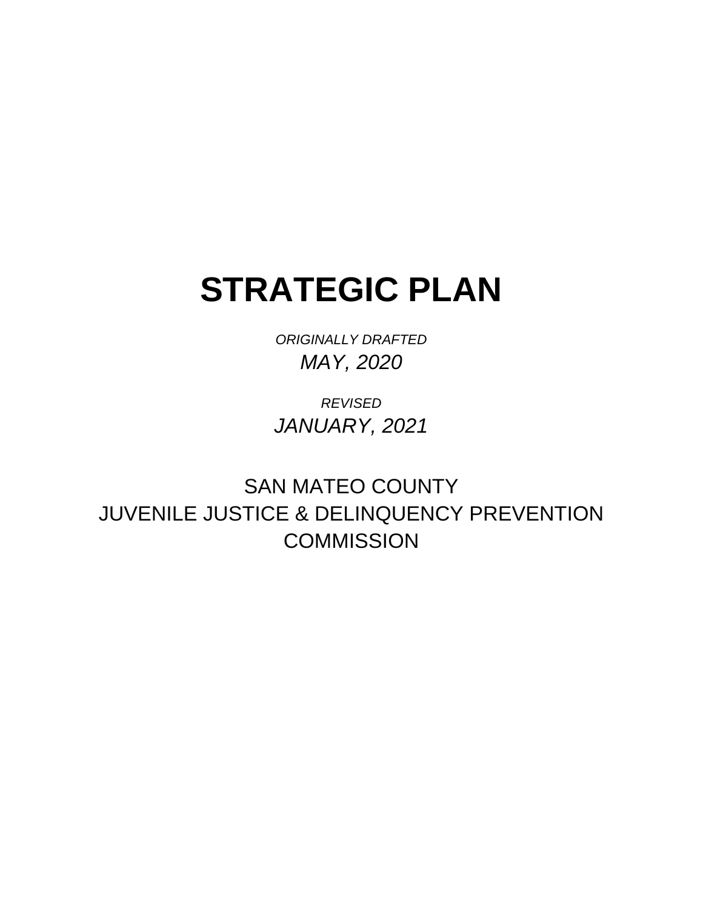# STRATEGIC PLAN

*ORIGINALLY DRAFTED*

*MAY, 2020*

*REVISED*

*JANUARY, 2021*

SAN MATEO COUNTY

JUVENILE JUSTICE & DELINQUENCY PREVENTION COMMISSION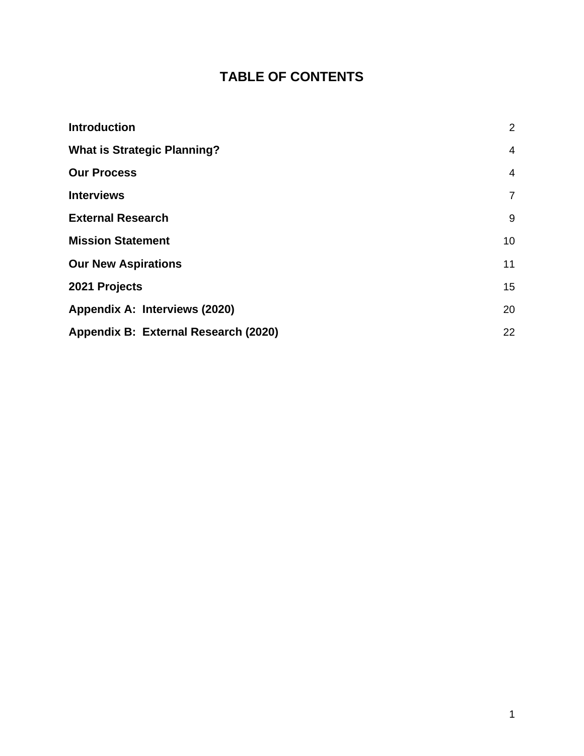# TABLE OF CONTENTS

| | |
|---|---|
| **Introduction** | 2 |
| **What is Strategic Planning?** | 4 |
| **Our Process** | 4 |
| **Interviews** | 7 |
| **External Research** | 9 |
| **Mission Statement** | 10 |
| **Our New Aspirations** | 11 |
| **2021 Projects** | 15 |
| **Appendix A: Interviews (2020)** | 20 |
| **Appendix B: External Research (2020)** | 22 |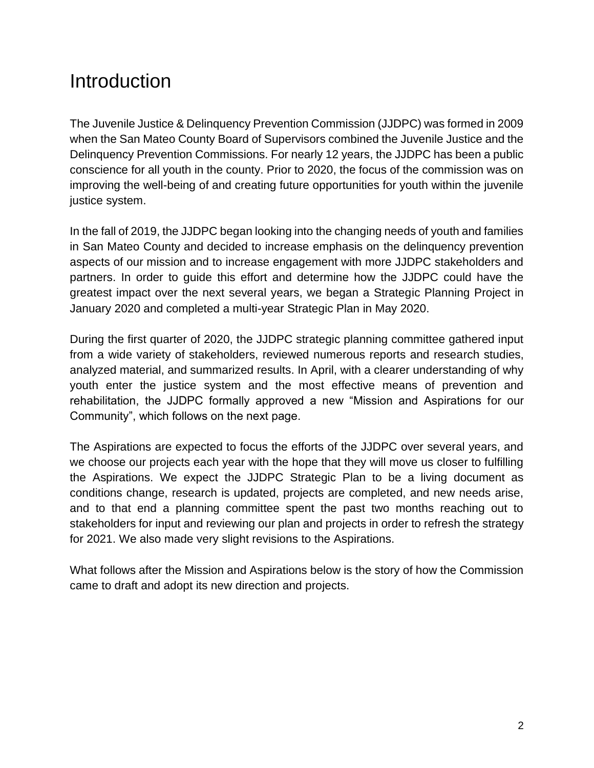# Introduction

The Juvenile Justice & Delinquency Prevention Commission (JJDPC) was formed in 2009 when the San Mateo County Board of Supervisors combined the Juvenile Justice and the Delinquency Prevention Commissions. For nearly 12 years, the JJDPC has been a public conscience for all youth in the county. Prior to 2020, the focus of the commission was on improving the well-being of and creating future opportunities for youth within the juvenile justice system.

In the fall of 2019, the JJDPC began looking into the changing needs of youth and families in San Mateo County and decided to increase emphasis on the delinquency prevention aspects of our mission and to increase engagement with more JJDPC stakeholders and partners. In order to guide this effort and determine how the JJDPC could have the greatest impact over the next several years, we began a Strategic Planning Project in January 2020 and completed a multi-year Strategic Plan in May 2020.

During the first quarter of 2020, the JJDPC strategic planning committee gathered input from a wide variety of stakeholders, reviewed numerous reports and research studies, analyzed material, and summarized results. In April, with a clearer understanding of why youth enter the justice system and the most effective means of prevention and rehabilitation, the JJDPC formally approved a new "Mission and Aspirations for our Community", which follows on the next page.

The Aspirations are expected to focus the efforts of the JJDPC over several years, and we choose our projects each year with the hope that they will move us closer to fulfilling the Aspirations. We expect the JJDPC Strategic Plan to be a living document as conditions change, research is updated, projects are completed, and new needs arise, and to that end a planning committee spent the past two months reaching out to stakeholders for input and reviewing our plan and projects in order to refresh the strategy for 2021. We also made very slight revisions to the Aspirations.

What follows after the Mission and Aspirations below is the story of how the Commission came to draft and adopt its new direction and projects.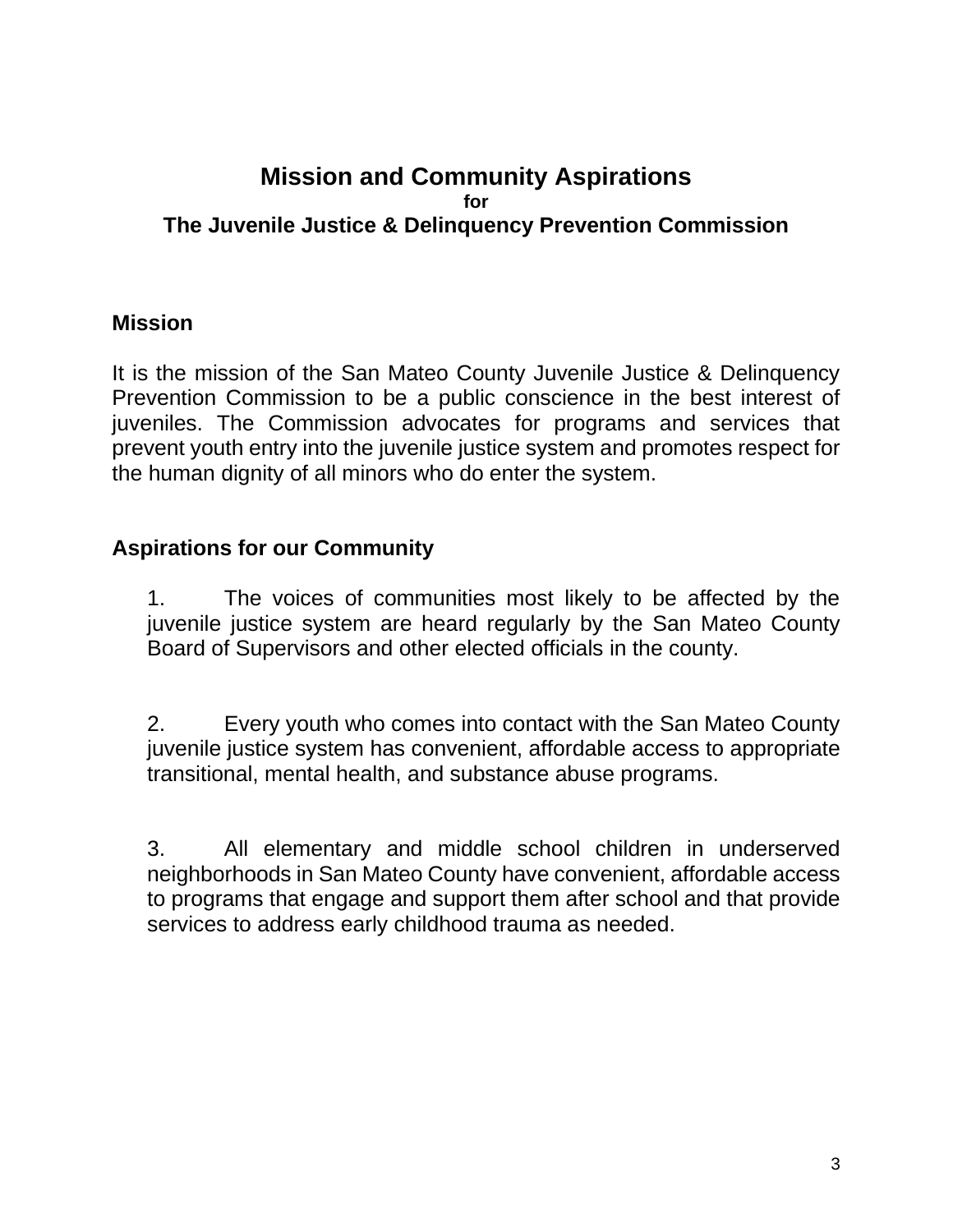# Mission and Community Aspirations
**for**
## The Juvenile Justice & Delinquency Prevention Commission

### Mission

It is the mission of the San Mateo County Juvenile Justice & Delinquency Prevention Commission to be a public conscience in the best interest of juveniles. The Commission advocates for programs and services that prevent youth entry into the juvenile justice system and promotes respect for the human dignity of all minors who do enter the system.

### Aspirations for our Community

1. The voices of communities most likely to be affected by the juvenile justice system are heard regularly by the San Mateo County Board of Supervisors and other elected officials in the county.

2. Every youth who comes into contact with the San Mateo County juvenile justice system has convenient, affordable access to appropriate transitional, mental health, and substance abuse programs.

3. All elementary and middle school children in underserved neighborhoods in San Mateo County have convenient, affordable access to programs that engage and support them after school and that provide services to address early childhood trauma as needed.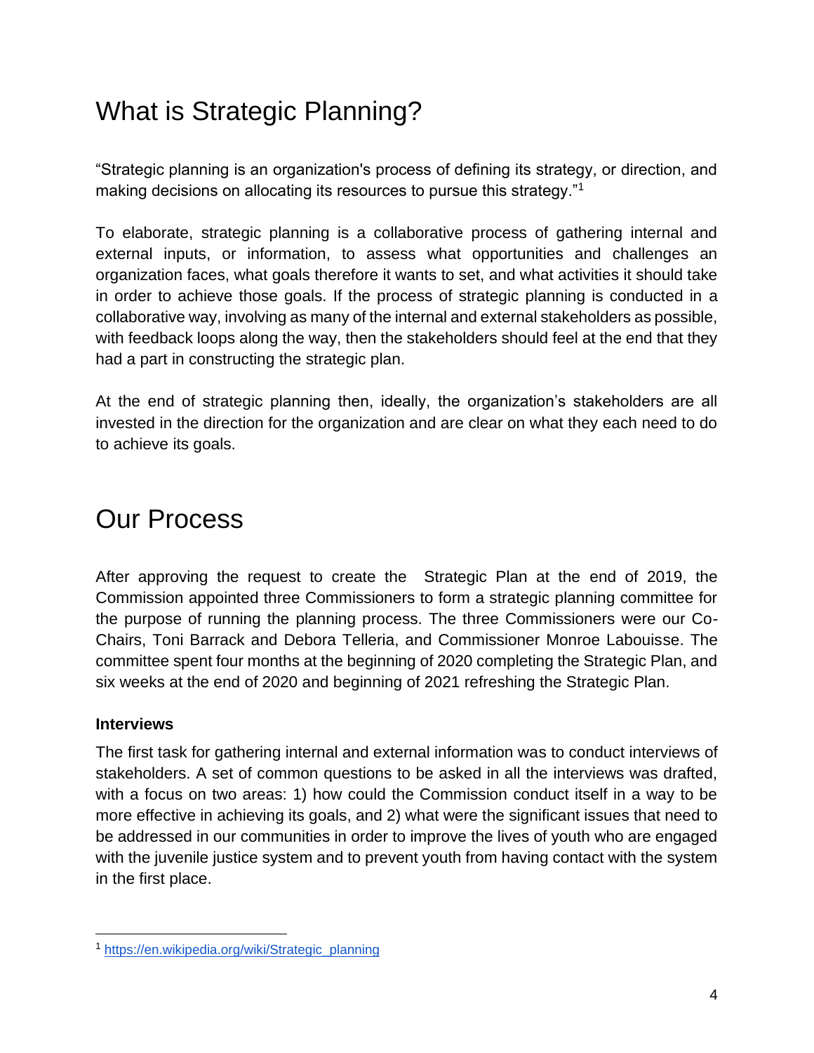# What is Strategic Planning?

"Strategic planning is an organization's process of defining its strategy, or direction, and making decisions on allocating its resources to pursue this strategy."[1]

To elaborate, strategic planning is a collaborative process of gathering internal and external inputs, or information, to assess what opportunities and challenges an organization faces, what goals therefore it wants to set, and what activities it should take in order to achieve those goals. If the process of strategic planning is conducted in a collaborative way, involving as many of the internal and external stakeholders as possible, with feedback loops along the way, then the stakeholders should feel at the end that they had a part in constructing the strategic plan.

At the end of strategic planning then, ideally, the organization's stakeholders are all invested in the direction for the organization and are clear on what they each need to do to achieve its goals.

# Our Process

After approving the request to create the Strategic Plan at the end of 2019, the Commission appointed three Commissioners to form a strategic planning committee for the purpose of running the planning process. The three Commissioners were our Co-Chairs, Toni Barrack and Debora Telleria, and Commissioner Monroe Labouisse. The committee spent four months at the beginning of 2020 completing the Strategic Plan, and six weeks at the end of 2020 and beginning of 2021 refreshing the Strategic Plan.

**Interviews**

The first task for gathering internal and external information was to conduct interviews of stakeholders. A set of common questions to be asked in all the interviews was drafted, with a focus on two areas: 1) how could the Commission conduct itself in a way to be more effective in achieving its goals, and 2) what were the significant issues that need to be addressed in our communities in order to improve the lives of youth who are engaged with the juvenile justice system and to prevent youth from having contact with the system in the first place.

[1] https://en.wikipedia.org/wiki/Strategic_planning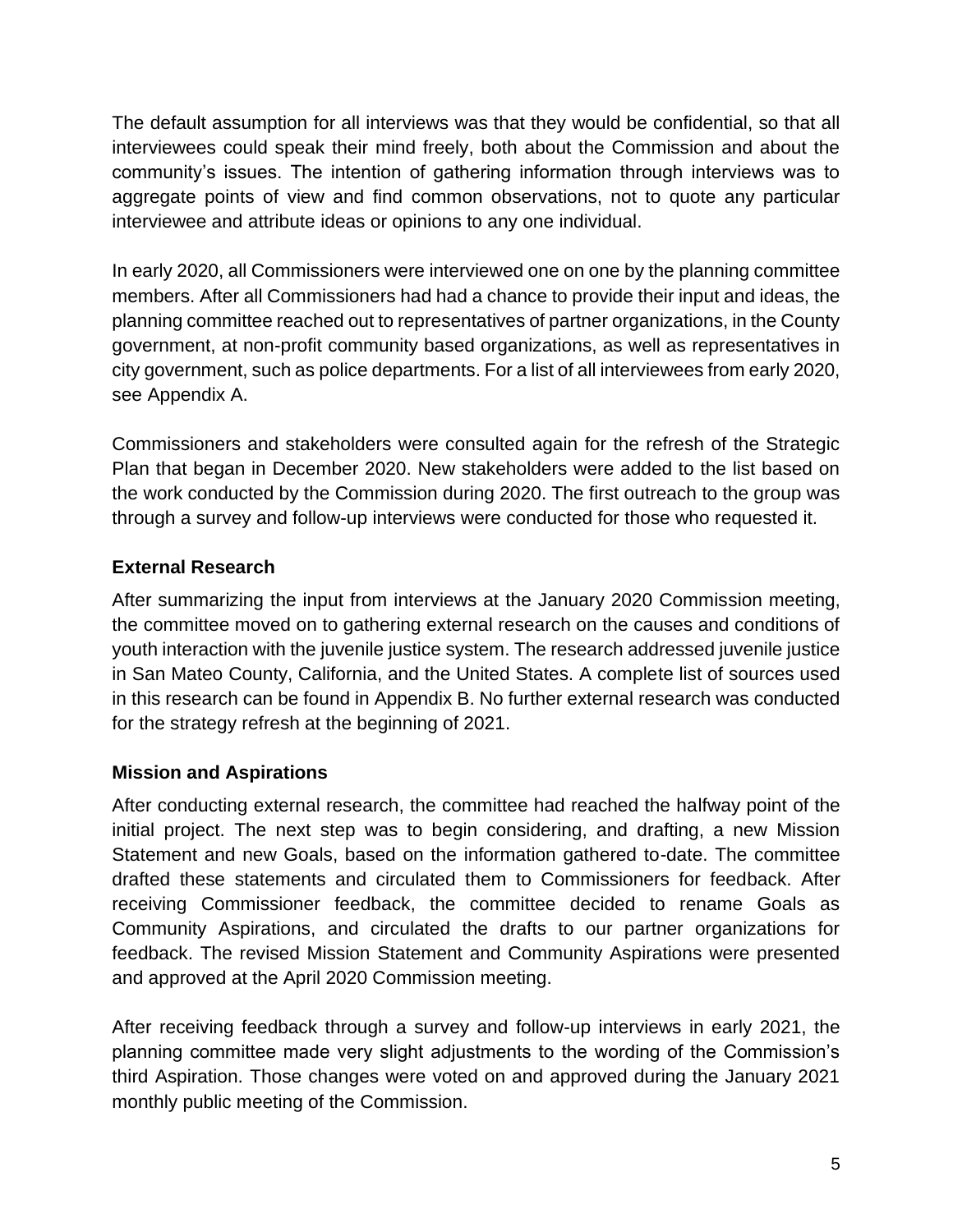The default assumption for all interviews was that they would be confidential, so that all interviewees could speak their mind freely, both about the Commission and about the community's issues. The intention of gathering information through interviews was to aggregate points of view and find common observations, not to quote any particular interviewee and attribute ideas or opinions to any one individual.

In early 2020, all Commissioners were interviewed one on one by the planning committee members. After all Commissioners had had a chance to provide their input and ideas, the planning committee reached out to representatives of partner organizations, in the County government, at non-profit community based organizations, as well as representatives in city government, such as police departments. For a list of all interviewees from early 2020, see Appendix A.

Commissioners and stakeholders were consulted again for the refresh of the Strategic Plan that began in December 2020. New stakeholders were added to the list based on the work conducted by the Commission during 2020. The first outreach to the group was through a survey and follow-up interviews were conducted for those who requested it.

### External Research

After summarizing the input from interviews at the January 2020 Commission meeting, the committee moved on to gathering external research on the causes and conditions of youth interaction with the juvenile justice system. The research addressed juvenile justice in San Mateo County, California, and the United States. A complete list of sources used in this research can be found in Appendix B. No further external research was conducted for the strategy refresh at the beginning of 2021.

### Mission and Aspirations

After conducting external research, the committee had reached the halfway point of the initial project. The next step was to begin considering, and drafting, a new Mission Statement and new Goals, based on the information gathered to-date. The committee drafted these statements and circulated them to Commissioners for feedback. After receiving Commissioner feedback, the committee decided to rename Goals as Community Aspirations, and circulated the drafts to our partner organizations for feedback. The revised Mission Statement and Community Aspirations were presented and approved at the April 2020 Commission meeting.

After receiving feedback through a survey and follow-up interviews in early 2021, the planning committee made very slight adjustments to the wording of the Commission's third Aspiration. Those changes were voted on and approved during the January 2021 monthly public meeting of the Commission.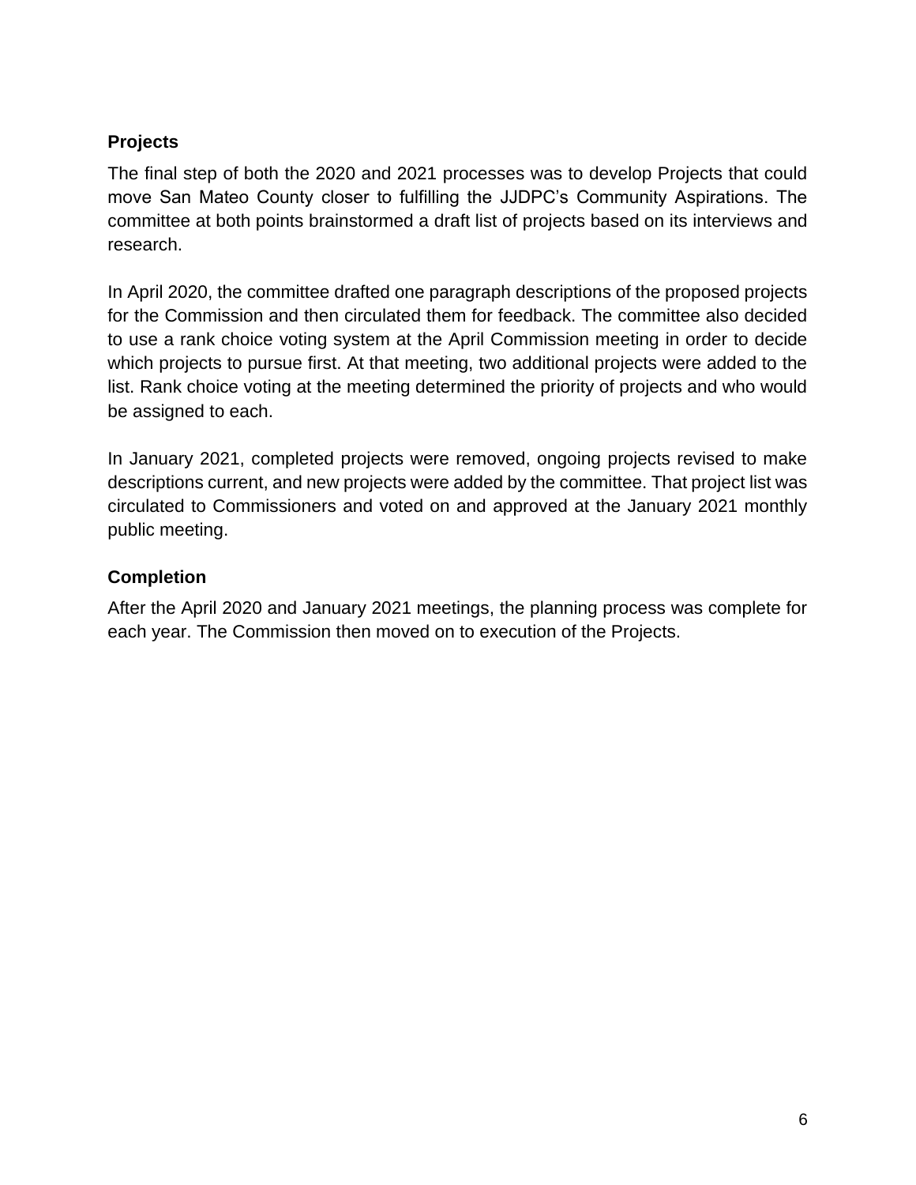### Projects

The final step of both the 2020 and 2021 processes was to develop Projects that could move San Mateo County closer to fulfilling the JJDPC's Community Aspirations. The committee at both points brainstormed a draft list of projects based on its interviews and research.

In April 2020, the committee drafted one paragraph descriptions of the proposed projects for the Commission and then circulated them for feedback. The committee also decided to use a rank choice voting system at the April Commission meeting in order to decide which projects to pursue first. At that meeting, two additional projects were added to the list. Rank choice voting at the meeting determined the priority of projects and who would be assigned to each.

In January 2021, completed projects were removed, ongoing projects revised to make descriptions current, and new projects were added by the committee. That project list was circulated to Commissioners and voted on and approved at the January 2021 monthly public meeting.

### Completion

After the April 2020 and January 2021 meetings, the planning process was complete for each year. The Commission then moved on to execution of the Projects.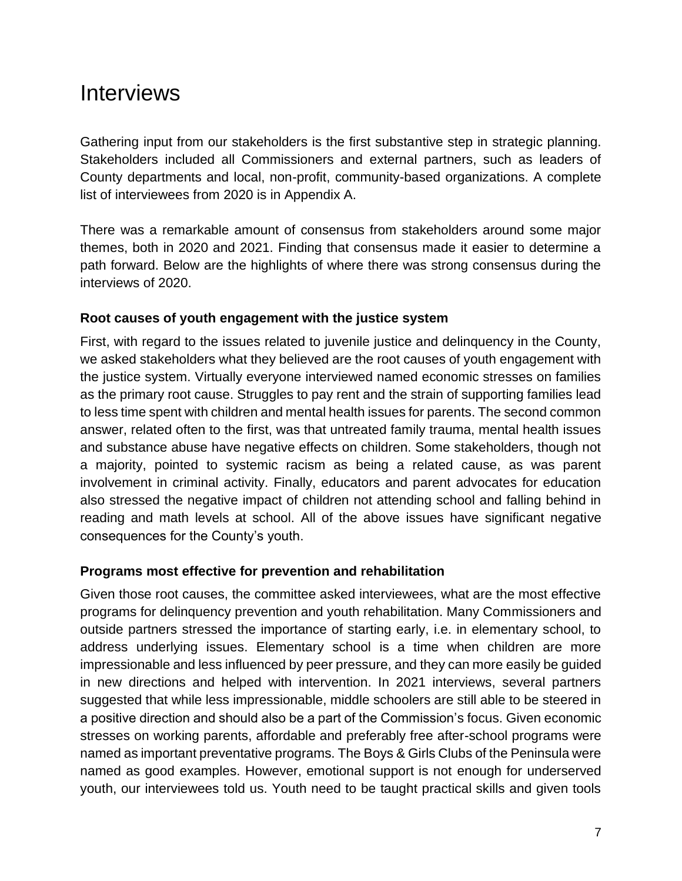# Interviews

Gathering input from our stakeholders is the first substantive step in strategic planning. Stakeholders included all Commissioners and external partners, such as leaders of County departments and local, non-profit, community-based organizations. A complete list of interviewees from 2020 is in Appendix A.

There was a remarkable amount of consensus from stakeholders around some major themes, both in 2020 and 2021. Finding that consensus made it easier to determine a path forward. Below are the highlights of where there was strong consensus during the interviews of 2020.

### Root causes of youth engagement with the justice system

First, with regard to the issues related to juvenile justice and delinquency in the County, we asked stakeholders what they believed are the root causes of youth engagement with the justice system. Virtually everyone interviewed named economic stresses on families as the primary root cause. Struggles to pay rent and the strain of supporting families lead to less time spent with children and mental health issues for parents. The second common answer, related often to the first, was that untreated family trauma, mental health issues and substance abuse have negative effects on children. Some stakeholders, though not a majority, pointed to systemic racism as being a related cause, as was parent involvement in criminal activity. Finally, educators and parent advocates for education also stressed the negative impact of children not attending school and falling behind in reading and math levels at school. All of the above issues have significant negative consequences for the County's youth.

### Programs most effective for prevention and rehabilitation

Given those root causes, the committee asked interviewees, what are the most effective programs for delinquency prevention and youth rehabilitation. Many Commissioners and outside partners stressed the importance of starting early, i.e. in elementary school, to address underlying issues. Elementary school is a time when children are more impressionable and less influenced by peer pressure, and they can more easily be guided in new directions and helped with intervention. In 2021 interviews, several partners suggested that while less impressionable, middle schoolers are still able to be steered in a positive direction and should also be a part of the Commission's focus. Given economic stresses on working parents, affordable and preferably free after-school programs were named as important preventative programs. The Boys & Girls Clubs of the Peninsula were named as good examples. However, emotional support is not enough for underserved youth, our interviewees told us. Youth need to be taught practical skills and given tools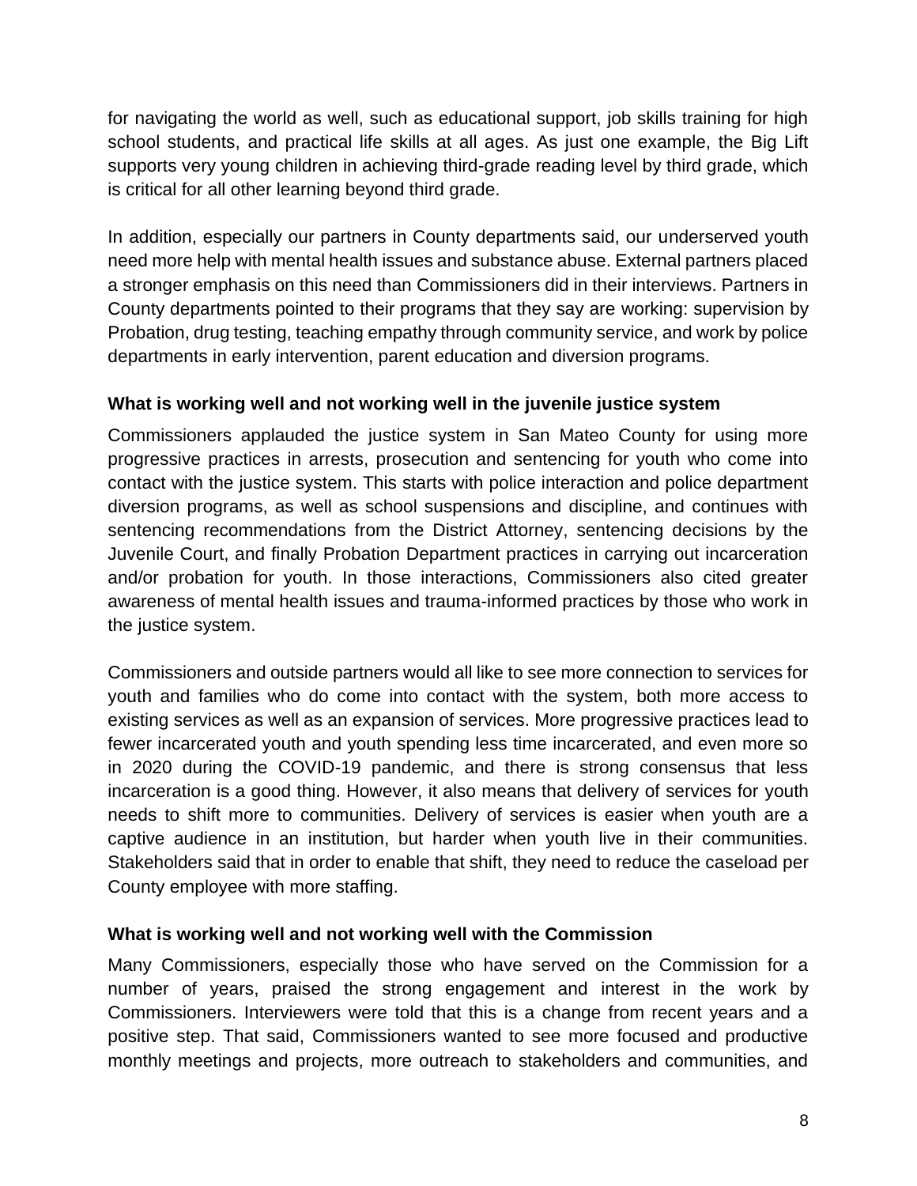for navigating the world as well, such as educational support, job skills training for high school students, and practical life skills at all ages. As just one example, the Big Lift supports very young children in achieving third-grade reading level by third grade, which is critical for all other learning beyond third grade.

In addition, especially our partners in County departments said, our underserved youth need more help with mental health issues and substance abuse. External partners placed a stronger emphasis on this need than Commissioners did in their interviews. Partners in County departments pointed to their programs that they say are working: supervision by Probation, drug testing, teaching empathy through community service, and work by police departments in early intervention, parent education and diversion programs.

**What is working well and not working well in the juvenile justice system**

Commissioners applauded the justice system in San Mateo County for using more progressive practices in arrests, prosecution and sentencing for youth who come into contact with the justice system. This starts with police interaction and police department diversion programs, as well as school suspensions and discipline, and continues with sentencing recommendations from the District Attorney, sentencing decisions by the Juvenile Court, and finally Probation Department practices in carrying out incarceration and/or probation for youth. In those interactions, Commissioners also cited greater awareness of mental health issues and trauma-informed practices by those who work in the justice system.

Commissioners and outside partners would all like to see more connection to services for youth and families who do come into contact with the system, both more access to existing services as well as an expansion of services. More progressive practices lead to fewer incarcerated youth and youth spending less time incarcerated, and even more so in 2020 during the COVID-19 pandemic, and there is strong consensus that less incarceration is a good thing. However, it also means that delivery of services for youth needs to shift more to communities. Delivery of services is easier when youth are a captive audience in an institution, but harder when youth live in their communities. Stakeholders said that in order to enable that shift, they need to reduce the caseload per County employee with more staffing.

**What is working well and not working well with the Commission**

Many Commissioners, especially those who have served on the Commission for a number of years, praised the strong engagement and interest in the work by Commissioners. Interviewers were told that this is a change from recent years and a positive step. That said, Commissioners wanted to see more focused and productive monthly meetings and projects, more outreach to stakeholders and communities, and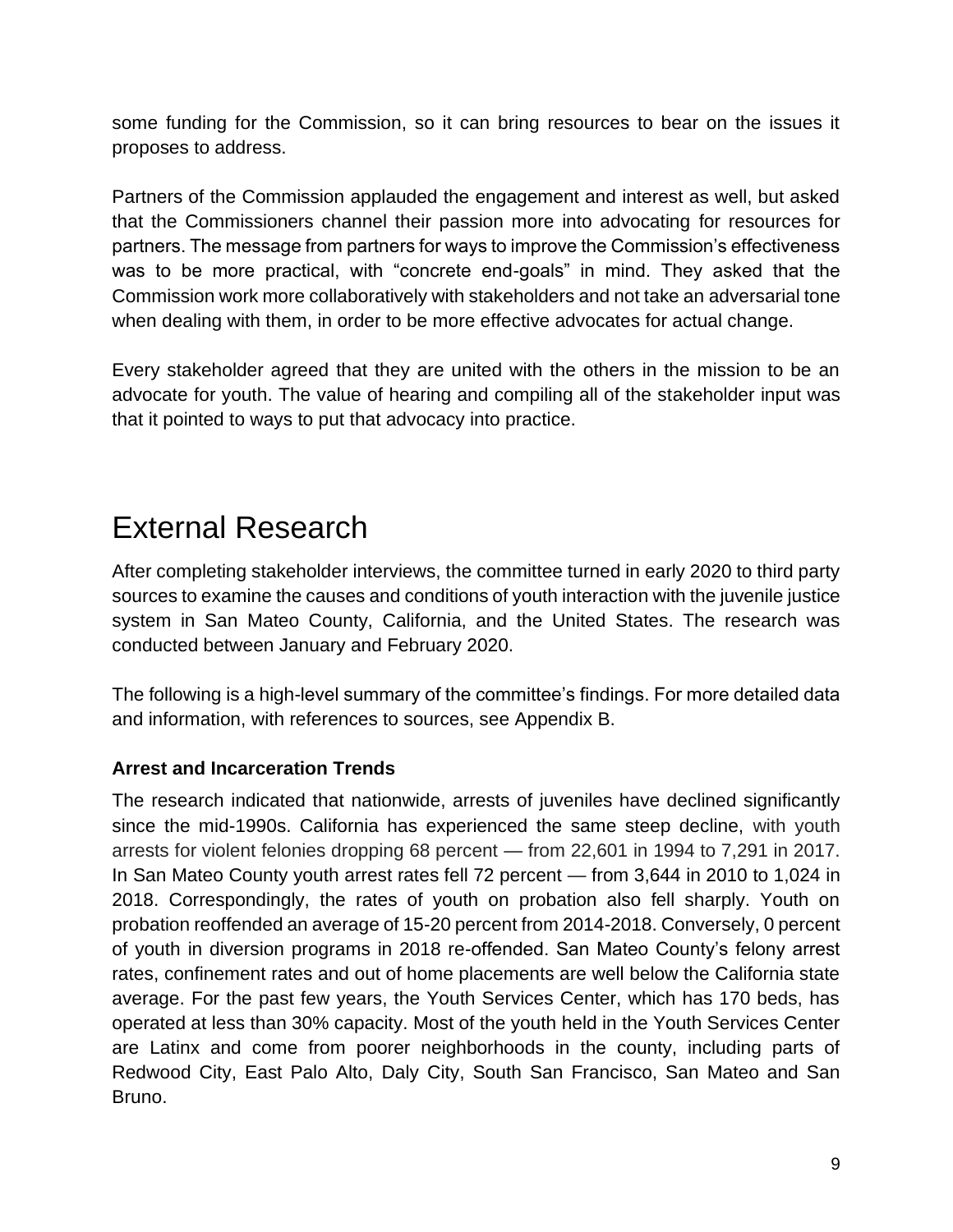some funding for the Commission, so it can bring resources to bear on the issues it proposes to address.

Partners of the Commission applauded the engagement and interest as well, but asked that the Commissioners channel their passion more into advocating for resources for partners. The message from partners for ways to improve the Commission's effectiveness was to be more practical, with "concrete end-goals" in mind. They asked that the Commission work more collaboratively with stakeholders and not take an adversarial tone when dealing with them, in order to be more effective advocates for actual change.

Every stakeholder agreed that they are united with the others in the mission to be an advocate for youth. The value of hearing and compiling all of the stakeholder input was that it pointed to ways to put that advocacy into practice.

# External Research

After completing stakeholder interviews, the committee turned in early 2020 to third party sources to examine the causes and conditions of youth interaction with the juvenile justice system in San Mateo County, California, and the United States. The research was conducted between January and February 2020.

The following is a high-level summary of the committee's findings. For more detailed data and information, with references to sources, see Appendix B.

### Arrest and Incarceration Trends

The research indicated that nationwide, arrests of juveniles have declined significantly since the mid-1990s. California has experienced the same steep decline, with youth arrests for violent felonies dropping 68 percent — from 22,601 in 1994 to 7,291 in 2017. In San Mateo County youth arrest rates fell 72 percent — from 3,644 in 2010 to 1,024 in 2018. Correspondingly, the rates of youth on probation also fell sharply. Youth on probation reoffended an average of 15-20 percent from 2014-2018. Conversely, 0 percent of youth in diversion programs in 2018 re-offended. San Mateo County's felony arrest rates, confinement rates and out of home placements are well below the California state average. For the past few years, the Youth Services Center, which has 170 beds, has operated at less than 30% capacity. Most of the youth held in the Youth Services Center are Latinx and come from poorer neighborhoods in the county, including parts of Redwood City, East Palo Alto, Daly City, South San Francisco, San Mateo and San Bruno.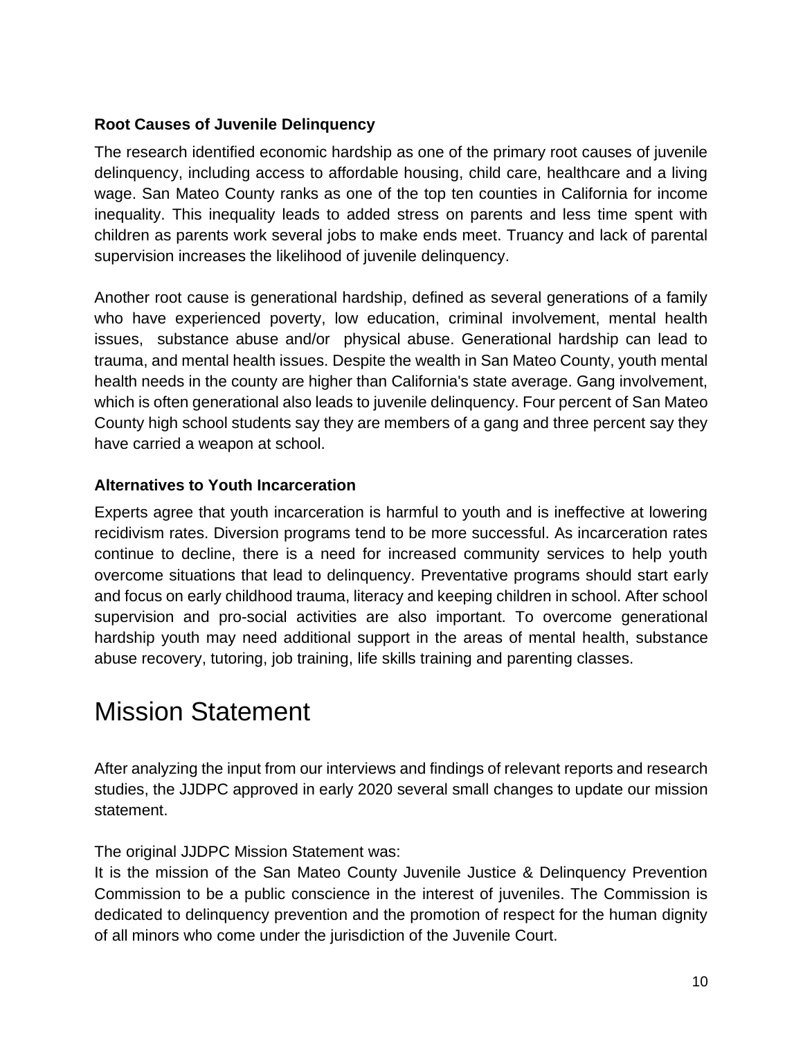### Root Causes of Juvenile Delinquency

The research identified economic hardship as one of the primary root causes of juvenile delinquency, including access to affordable housing, child care, healthcare and a living wage. San Mateo County ranks as one of the top ten counties in California for income inequality. This inequality leads to added stress on parents and less time spent with children as parents work several jobs to make ends meet. Truancy and lack of parental supervision increases the likelihood of juvenile delinquency.

Another root cause is generational hardship, defined as several generations of a family who have experienced poverty, low education, criminal involvement, mental health issues, substance abuse and/or physical abuse. Generational hardship can lead to trauma, and mental health issues. Despite the wealth in San Mateo County, youth mental health needs in the county are higher than California's state average. Gang involvement, which is often generational also leads to juvenile delinquency. Four percent of San Mateo County high school students say they are members of a gang and three percent say they have carried a weapon at school.

### Alternatives to Youth Incarceration

Experts agree that youth incarceration is harmful to youth and is ineffective at lowering recidivism rates. Diversion programs tend to be more successful. As incarceration rates continue to decline, there is a need for increased community services to help youth overcome situations that lead to delinquency. Preventative programs should start early and focus on early childhood trauma, literacy and keeping children in school. After school supervision and pro-social activities are also important. To overcome generational hardship youth may need additional support in the areas of mental health, substance abuse recovery, tutoring, job training, life skills training and parenting classes.

# Mission Statement

After analyzing the input from our interviews and findings of relevant reports and research studies, the JJDPC approved in early 2020 several small changes to update our mission statement.

The original JJDPC Mission Statement was:
It is the mission of the San Mateo County Juvenile Justice & Delinquency Prevention Commission to be a public conscience in the interest of juveniles. The Commission is dedicated to delinquency prevention and the promotion of respect for the human dignity of all minors who come under the jurisdiction of the Juvenile Court.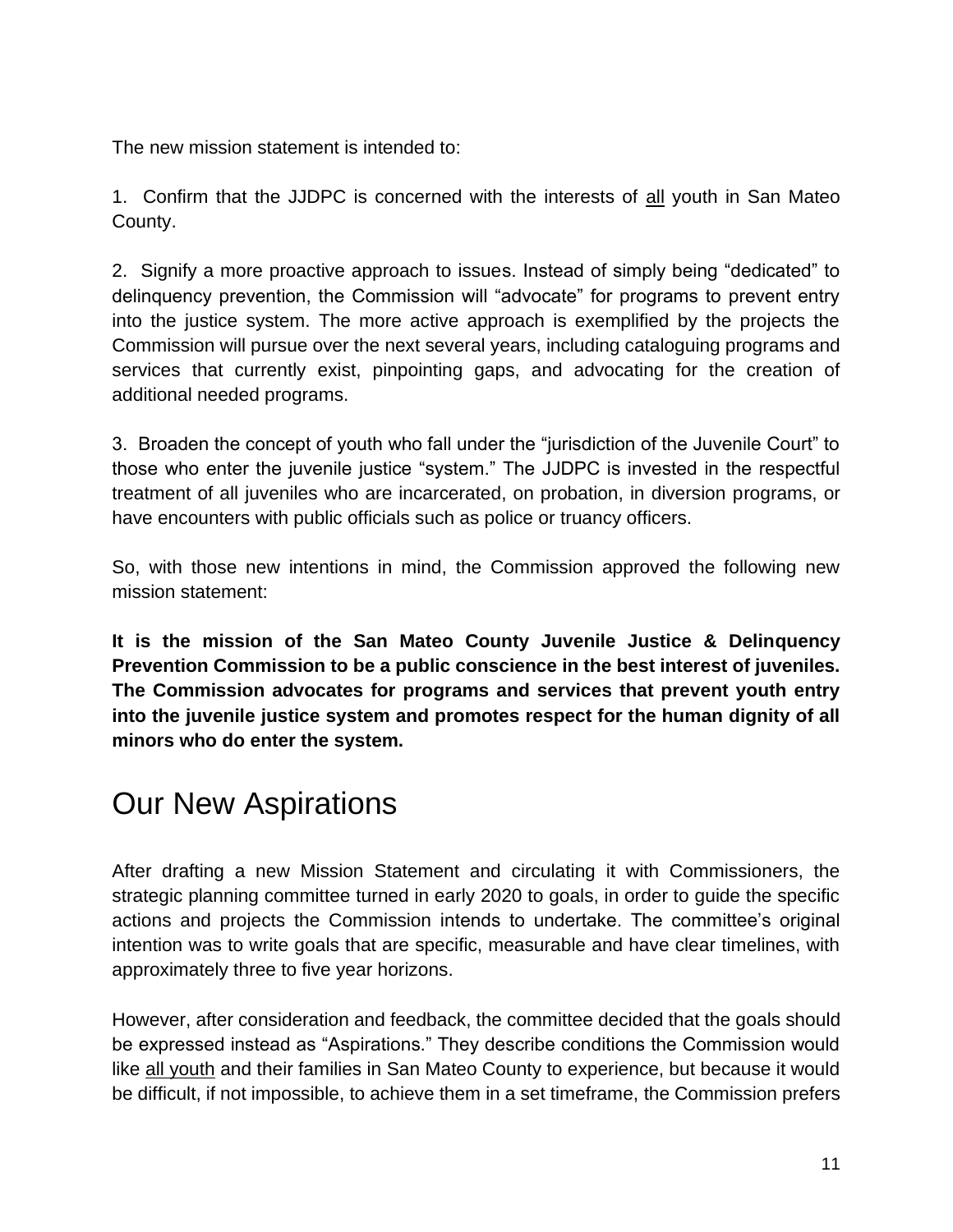The new mission statement is intended to:

1. Confirm that the JJDPC is concerned with the interests of <u>all</u> youth in San Mateo County.

2. Signify a more proactive approach to issues. Instead of simply being "dedicated" to delinquency prevention, the Commission will "advocate" for programs to prevent entry into the justice system. The more active approach is exemplified by the projects the Commission will pursue over the next several years, including cataloguing programs and services that currently exist, pinpointing gaps, and advocating for the creation of additional needed programs.

3. Broaden the concept of youth who fall under the "jurisdiction of the Juvenile Court" to those who enter the juvenile justice "system." The JJDPC is invested in the respectful treatment of all juveniles who are incarcerated, on probation, in diversion programs, or have encounters with public officials such as police or truancy officers.

So, with those new intentions in mind, the Commission approved the following new mission statement:

**It is the mission of the San Mateo County Juvenile Justice & Delinquency Prevention Commission to be a public conscience in the best interest of juveniles. The Commission advocates for programs and services that prevent youth entry into the juvenile justice system and promotes respect for the human dignity of all minors who do enter the system.**

# Our New Aspirations

After drafting a new Mission Statement and circulating it with Commissioners, the strategic planning committee turned in early 2020 to goals, in order to guide the specific actions and projects the Commission intends to undertake. The committee's original intention was to write goals that are specific, measurable and have clear timelines, with approximately three to five year horizons.

However, after consideration and feedback, the committee decided that the goals should be expressed instead as "Aspirations." They describe conditions the Commission would like <u>all youth</u> and their families in San Mateo County to experience, but because it would be difficult, if not impossible, to achieve them in a set timeframe, the Commission prefers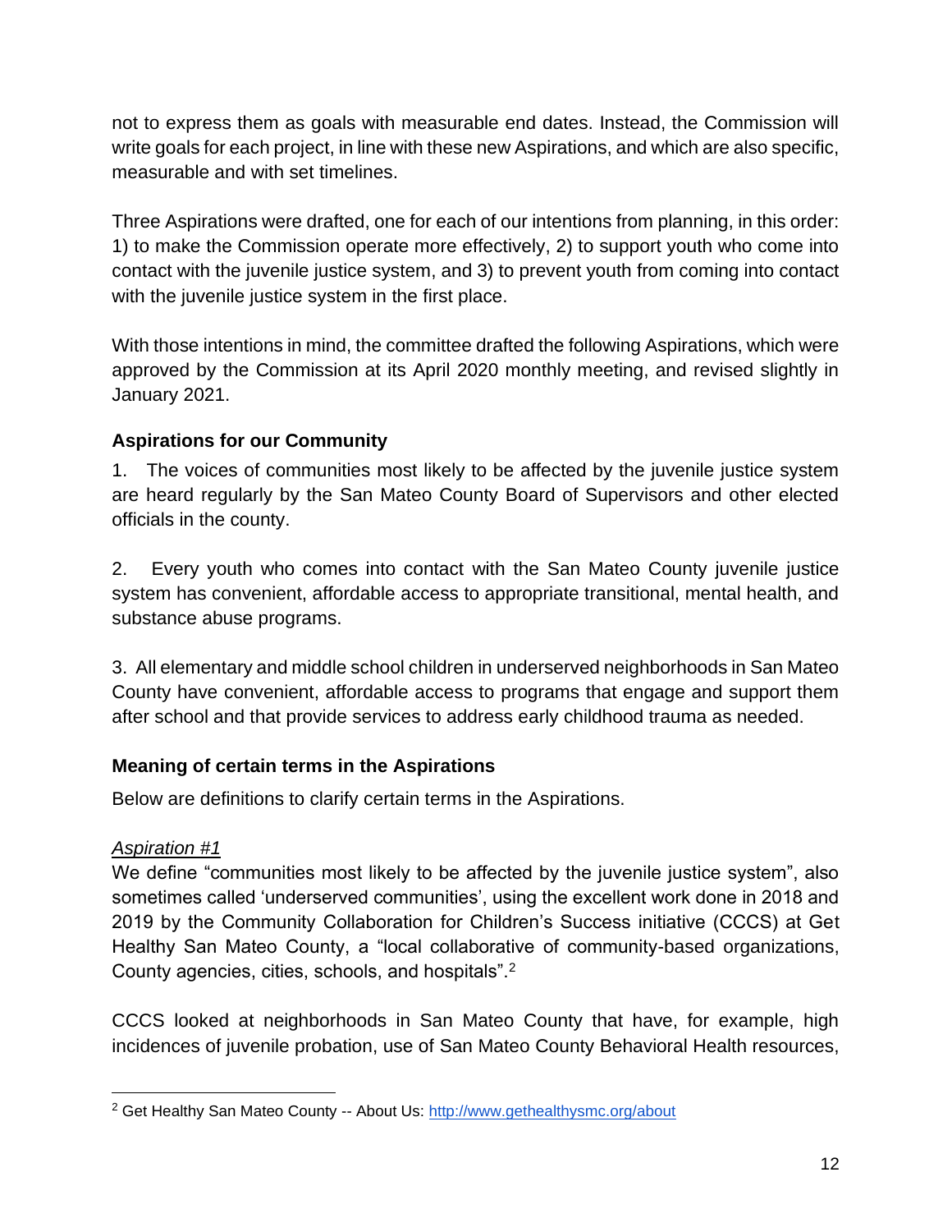not to express them as goals with measurable end dates. Instead, the Commission will write goals for each project, in line with these new Aspirations, and which are also specific, measurable and with set timelines.

Three Aspirations were drafted, one for each of our intentions from planning, in this order: 1) to make the Commission operate more effectively, 2) to support youth who come into contact with the juvenile justice system, and 3) to prevent youth from coming into contact with the juvenile justice system in the first place.

With those intentions in mind, the committee drafted the following Aspirations, which were approved by the Commission at its April 2020 monthly meeting, and revised slightly in January 2021.

### Aspirations for our Community

1. The voices of communities most likely to be affected by the juvenile justice system are heard regularly by the San Mateo County Board of Supervisors and other elected officials in the county.

2. Every youth who comes into contact with the San Mateo County juvenile justice system has convenient, affordable access to appropriate transitional, mental health, and substance abuse programs.

3. All elementary and middle school children in underserved neighborhoods in San Mateo County have convenient, affordable access to programs that engage and support them after school and that provide services to address early childhood trauma as needed.

### Meaning of certain terms in the Aspirations

Below are definitions to clarify certain terms in the Aspirations.

*Aspiration #1*

We define "communities most likely to be affected by the juvenile justice system", also sometimes called 'underserved communities', using the excellent work done in 2018 and 2019 by the Community Collaboration for Children's Success initiative (CCCS) at Get Healthy San Mateo County, a "local collaborative of community-based organizations, County agencies, cities, schools, and hospitals".[2]

CCCS looked at neighborhoods in San Mateo County that have, for example, high incidences of juvenile probation, use of San Mateo County Behavioral Health resources,

---

[2] Get Healthy San Mateo County -- About Us: http://www.gethealthysmc.org/about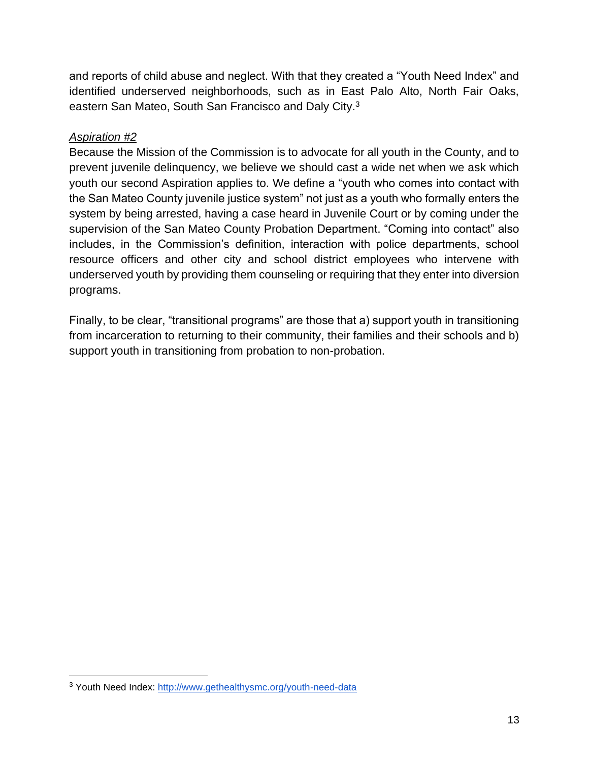and reports of child abuse and neglect. With that they created a “Youth Need Index” and identified underserved neighborhoods, such as in East Palo Alto, North Fair Oaks, eastern San Mateo, South San Francisco and Daly City.[3]

*Aspiration #2*

Because the Mission of the Commission is to advocate for all youth in the County, and to prevent juvenile delinquency, we believe we should cast a wide net when we ask which youth our second Aspiration applies to. We define a “youth who comes into contact with the San Mateo County juvenile justice system” not just as a youth who formally enters the system by being arrested, having a case heard in Juvenile Court or by coming under the supervision of the San Mateo County Probation Department. “Coming into contact” also includes, in the Commission’s definition, interaction with police departments, school resource officers and other city and school district employees who intervene with underserved youth by providing them counseling or requiring that they enter into diversion programs.

Finally, to be clear, “transitional programs” are those that a) support youth in transitioning from incarceration to returning to their community, their families and their schools and b) support youth in transitioning from probation to non-probation.

---

[3] Youth Need Index: http://www.gethealthysmc.org/youth-need-data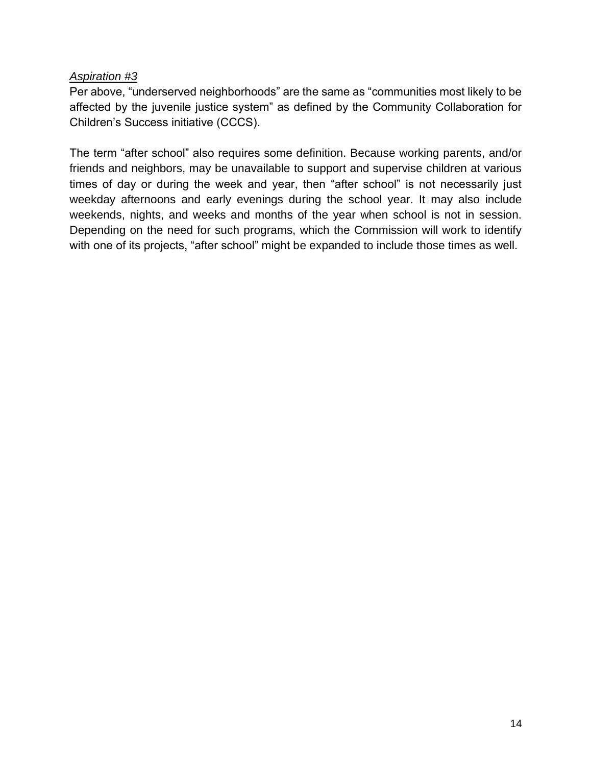*Aspiration #3*

Per above, “underserved neighborhoods” are the same as “communities most likely to be affected by the juvenile justice system” as defined by the Community Collaboration for Children’s Success initiative (CCCS).

The term “after school” also requires some definition. Because working parents, and/or friends and neighbors, may be unavailable to support and supervise children at various times of day or during the week and year, then “after school” is not necessarily just weekday afternoons and early evenings during the school year. It may also include weekends, nights, and weeks and months of the year when school is not in session. Depending on the need for such programs, which the Commission will work to identify with one of its projects, “after school” might be expanded to include those times as well.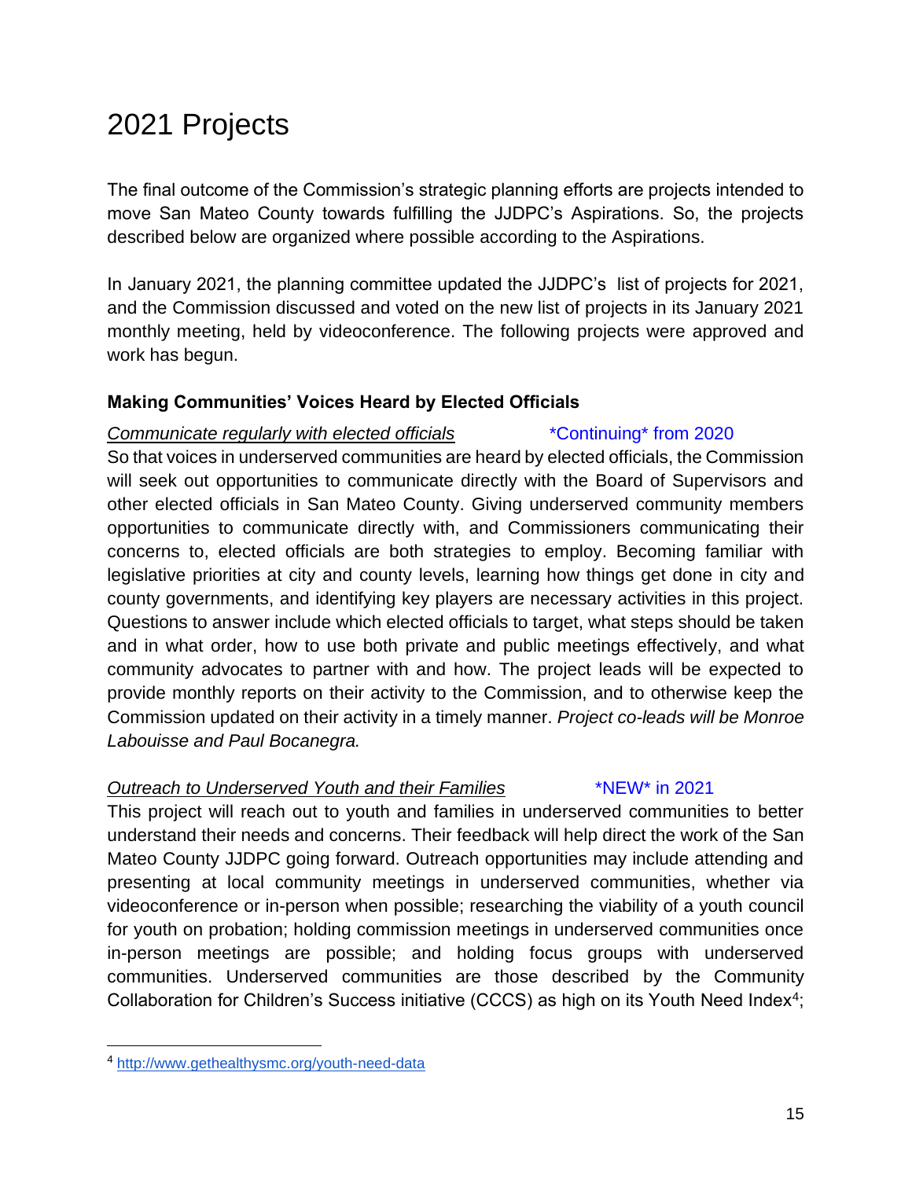# 2021 Projects

The final outcome of the Commission's strategic planning efforts are projects intended to move San Mateo County towards fulfilling the JJDPC's Aspirations. So, the projects described below are organized where possible according to the Aspirations.

In January 2021, the planning committee updated the JJDPC's list of projects for 2021, and the Commission discussed and voted on the new list of projects in its January 2021 monthly meeting, held by videoconference. The following projects were approved and work has begun.

**Making Communities' Voices Heard by Elected Officials**

*Communicate regularly with elected officials* \*Continuing\* from 2020

So that voices in underserved communities are heard by elected officials, the Commission will seek out opportunities to communicate directly with the Board of Supervisors and other elected officials in San Mateo County. Giving underserved community members opportunities to communicate directly with, and Commissioners communicating their concerns to, elected officials are both strategies to employ. Becoming familiar with legislative priorities at city and county levels, learning how things get done in city and county governments, and identifying key players are necessary activities in this project. Questions to answer include which elected officials to target, what steps should be taken and in what order, how to use both private and public meetings effectively, and what community advocates to partner with and how. The project leads will be expected to provide monthly reports on their activity to the Commission, and to otherwise keep the Commission updated on their activity in a timely manner. *Project co-leads will be Monroe Labouisse and Paul Bocanegra.*

*Outreach to Underserved Youth and their Families* \*NEW\* in 2021

This project will reach out to youth and families in underserved communities to better understand their needs and concerns. Their feedback will help direct the work of the San Mateo County JJDPC going forward. Outreach opportunities may include attending and presenting at local community meetings in underserved communities, whether via videoconference or in-person when possible; researching the viability of a youth council for youth on probation; holding commission meetings in underserved communities once in-person meetings are possible; and holding focus groups with underserved communities. Underserved communities are those described by the Community Collaboration for Children's Success initiative (CCCS) as high on its Youth Need Index[4];

[4] http://www.gethealthysmc.org/youth-need-data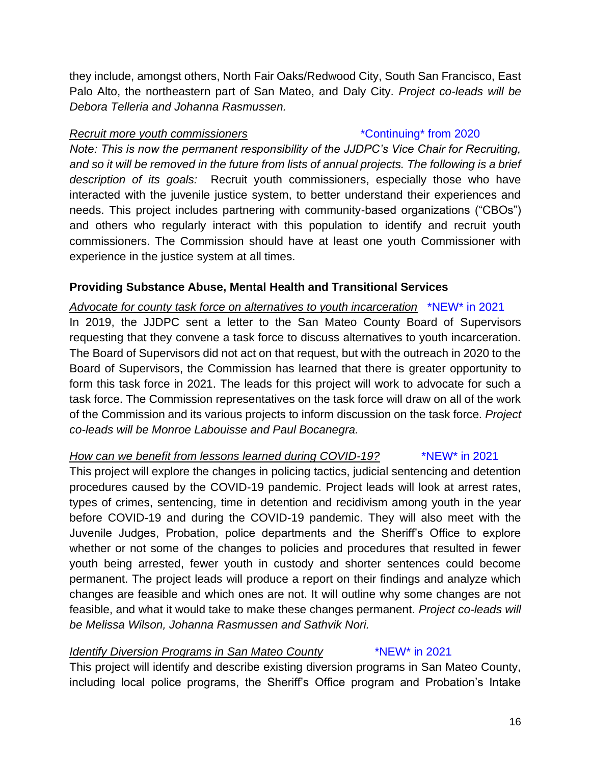they include, amongst others, North Fair Oaks/Redwood City, South San Francisco, East Palo Alto, the northeastern part of San Mateo, and Daly City. *Project co-leads will be Debora Telleria and Johanna Rasmussen.*

*Recruit more youth commissioners* *Continuing* from 2020

*Note: This is now the permanent responsibility of the JJDPC's Vice Chair for Recruiting, and so it will be removed in the future from lists of annual projects. The following is a brief description of its goals:* Recruit youth commissioners, especially those who have interacted with the juvenile justice system, to better understand their experiences and needs. This project includes partnering with community-based organizations ("CBOs") and others who regularly interact with this population to identify and recruit youth commissioners. The Commission should have at least one youth Commissioner with experience in the justice system at all times.

**Providing Substance Abuse, Mental Health and Transitional Services**

*Advocate for county task force on alternatives to youth incarceration* *NEW* in 2021

In 2019, the JJDPC sent a letter to the San Mateo County Board of Supervisors requesting that they convene a task force to discuss alternatives to youth incarceration. The Board of Supervisors did not act on that request, but with the outreach in 2020 to the Board of Supervisors, the Commission has learned that there is greater opportunity to form this task force in 2021. The leads for this project will work to advocate for such a task force. The Commission representatives on the task force will draw on all of the work of the Commission and its various projects to inform discussion on the task force. *Project co-leads will be Monroe Labouisse and Paul Bocanegra.*

*How can we benefit from lessons learned during COVID-19?* *NEW* in 2021

This project will explore the changes in policing tactics, judicial sentencing and detention procedures caused by the COVID-19 pandemic. Project leads will look at arrest rates, types of crimes, sentencing, time in detention and recidivism among youth in the year before COVID-19 and during the COVID-19 pandemic. They will also meet with the Juvenile Judges, Probation, police departments and the Sheriff's Office to explore whether or not some of the changes to policies and procedures that resulted in fewer youth being arrested, fewer youth in custody and shorter sentences could become permanent. The project leads will produce a report on their findings and analyze which changes are feasible and which ones are not. It will outline why some changes are not feasible, and what it would take to make these changes permanent. *Project co-leads will be Melissa Wilson, Johanna Rasmussen and Sathvik Nori.*

*Identify Diversion Programs in San Mateo County* *NEW* in 2021

This project will identify and describe existing diversion programs in San Mateo County, including local police programs, the Sheriff's Office program and Probation's Intake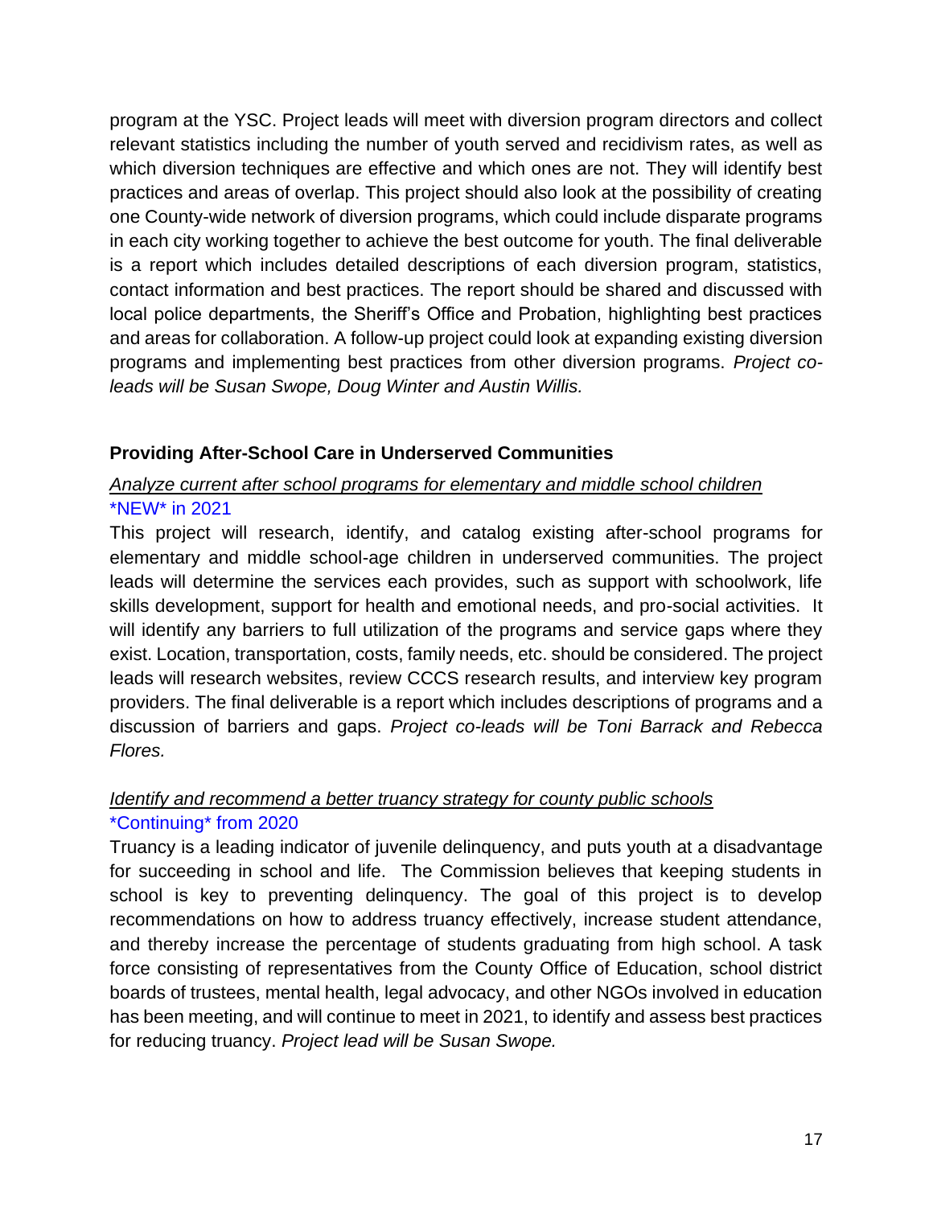program at the YSC. Project leads will meet with diversion program directors and collect relevant statistics including the number of youth served and recidivism rates, as well as which diversion techniques are effective and which ones are not. They will identify best practices and areas of overlap. This project should also look at the possibility of creating one County-wide network of diversion programs, which could include disparate programs in each city working together to achieve the best outcome for youth. The final deliverable is a report which includes detailed descriptions of each diversion program, statistics, contact information and best practices. The report should be shared and discussed with local police departments, the Sheriff's Office and Probation, highlighting best practices and areas for collaboration. A follow-up project could look at expanding existing diversion programs and implementing best practices from other diversion programs. *Project co-leads will be Susan Swope, Doug Winter and Austin Willis.*

### Providing After-School Care in Underserved Communities

<u>*Analyze current after school programs for elementary and middle school children*</u>
*NEW* in 2021

This project will research, identify, and catalog existing after-school programs for elementary and middle school-age children in underserved communities. The project leads will determine the services each provides, such as support with schoolwork, life skills development, support for health and emotional needs, and pro-social activities. It will identify any barriers to full utilization of the programs and service gaps where they exist. Location, transportation, costs, family needs, etc. should be considered. The project leads will research websites, review CCCS research results, and interview key program providers. The final deliverable is a report which includes descriptions of programs and a discussion of barriers and gaps. *Project co-leads will be Toni Barrack and Rebecca Flores.*

<u>*Identify and recommend a better truancy strategy for county public schools*</u>
*Continuing* from 2020

Truancy is a leading indicator of juvenile delinquency, and puts youth at a disadvantage for succeeding in school and life. The Commission believes that keeping students in school is key to preventing delinquency. The goal of this project is to develop recommendations on how to address truancy effectively, increase student attendance, and thereby increase the percentage of students graduating from high school. A task force consisting of representatives from the County Office of Education, school district boards of trustees, mental health, legal advocacy, and other NGOs involved in education has been meeting, and will continue to meet in 2021, to identify and assess best practices for reducing truancy. *Project lead will be Susan Swope.*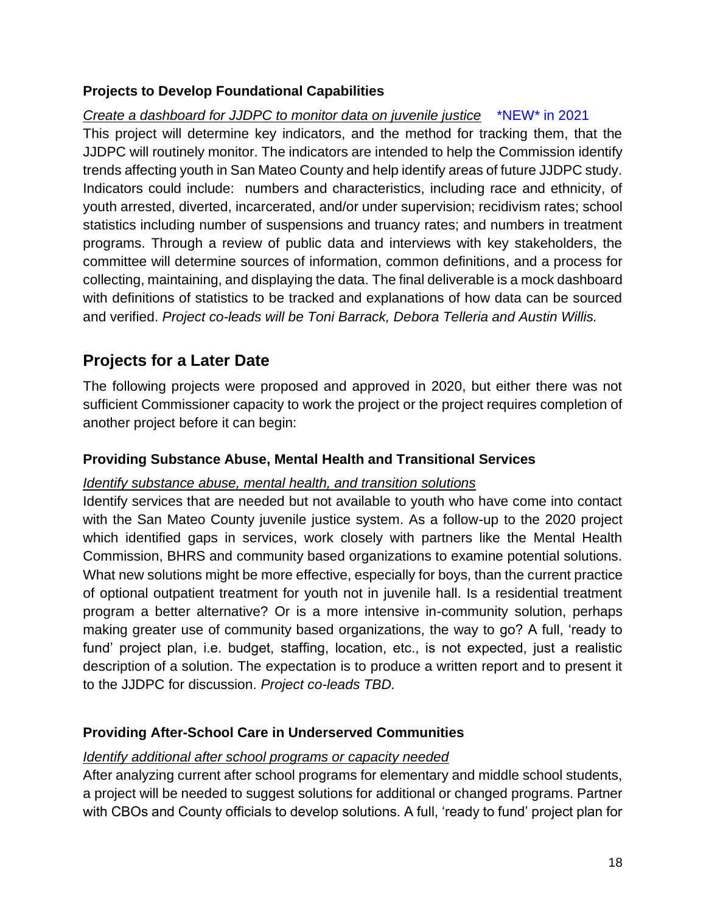### Projects to Develop Foundational Capabilities

<u>*Create a dashboard for JJDPC to monitor data on juvenile justice*</u> *NEW* in 2021

This project will determine key indicators, and the method for tracking them, that the JJDPC will routinely monitor. The indicators are intended to help the Commission identify trends affecting youth in San Mateo County and help identify areas of future JJDPC study. Indicators could include: numbers and characteristics, including race and ethnicity, of youth arrested, diverted, incarcerated, and/or under supervision; recidivism rates; school statistics including number of suspensions and truancy rates; and numbers in treatment programs. Through a review of public data and interviews with key stakeholders, the committee will determine sources of information, common definitions, and a process for collecting, maintaining, and displaying the data. The final deliverable is a mock dashboard with definitions of statistics to be tracked and explanations of how data can be sourced and verified. *Project co-leads will be Toni Barrack, Debora Telleria and Austin Willis.*

## Projects for a Later Date

The following projects were proposed and approved in 2020, but either there was not sufficient Commissioner capacity to work the project or the project requires completion of another project before it can begin:

### Providing Substance Abuse, Mental Health and Transitional Services

<u>*Identify substance abuse, mental health, and transition solutions*</u>

Identify services that are needed but not available to youth who have come into contact with the San Mateo County juvenile justice system. As a follow-up to the 2020 project which identified gaps in services, work closely with partners like the Mental Health Commission, BHRS and community based organizations to examine potential solutions. What new solutions might be more effective, especially for boys, than the current practice of optional outpatient treatment for youth not in juvenile hall. Is a residential treatment program a better alternative? Or is a more intensive in-community solution, perhaps making greater use of community based organizations, the way to go? A full, 'ready to fund' project plan, i.e. budget, staffing, location, etc., is not expected, just a realistic description of a solution. The expectation is to produce a written report and to present it to the JJDPC for discussion. *Project co-leads TBD.*

### Providing After-School Care in Underserved Communities

<u>*Identify additional after school programs or capacity needed*</u>

After analyzing current after school programs for elementary and middle school students, a project will be needed to suggest solutions for additional or changed programs. Partner with CBOs and County officials to develop solutions. A full, 'ready to fund' project plan for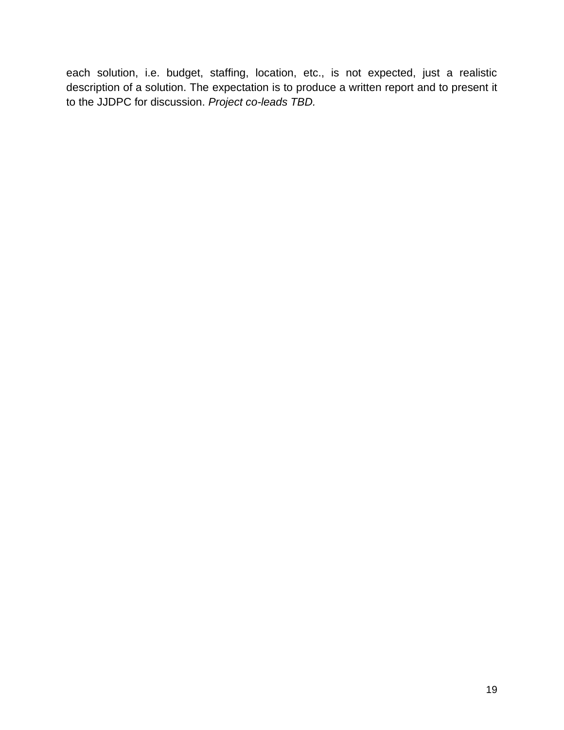each solution, i.e. budget, staffing, location, etc., is not expected, just a realistic description of a solution. The expectation is to produce a written report and to present it to the JJDPC for discussion. *Project co-leads TBD.*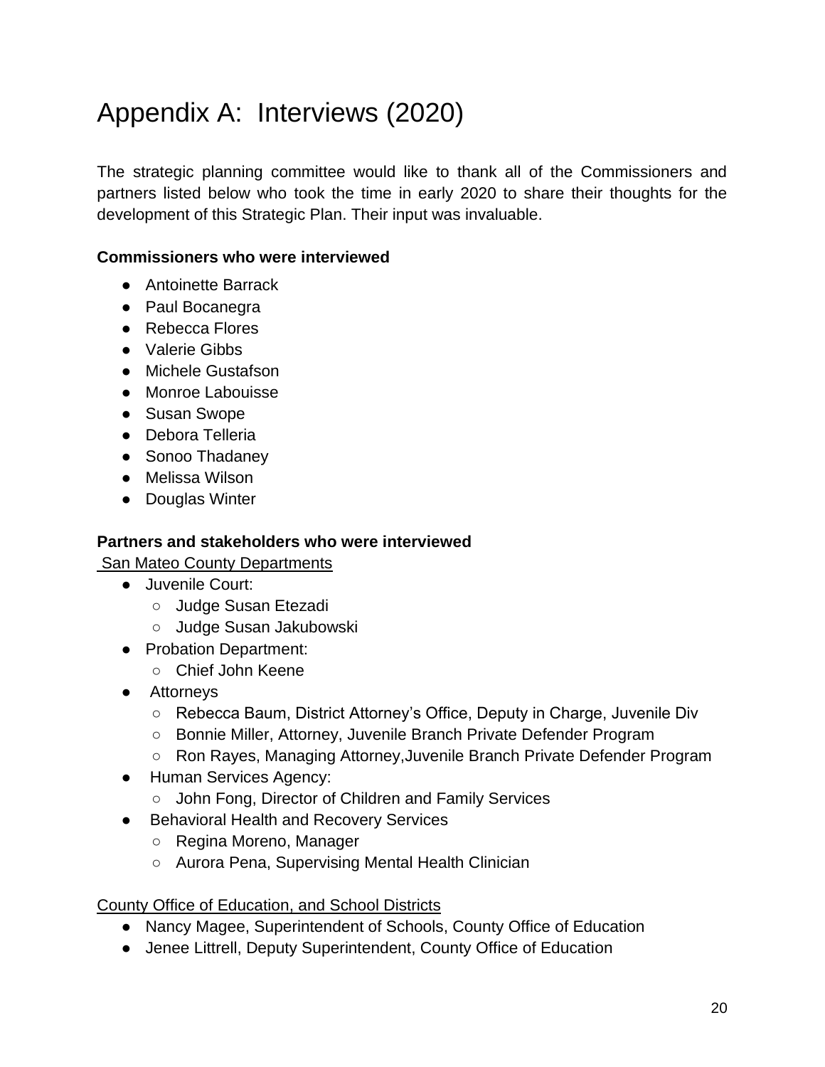# Appendix A: Interviews (2020)

The strategic planning committee would like to thank all of the Commissioners and partners listed below who took the time in early 2020 to share their thoughts for the development of this Strategic Plan. Their input was invaluable.

**Commissioners who were interviewed**

- Antoinette Barrack
- Paul Bocanegra
- Rebecca Flores
- Valerie Gibbs
- Michele Gustafson
- Monroe Labouisse
- Susan Swope
- Debora Telleria
- Sonoo Thadaney
- Melissa Wilson
- Douglas Winter

**Partners and stakeholders who were interviewed**

<u>San Mateo County Departments</u>

- Juvenile Court:
  - Judge Susan Etezadi
  - Judge Susan Jakubowski
- Probation Department:
  - Chief John Keene
- Attorneys
  - Rebecca Baum, District Attorney's Office, Deputy in Charge, Juvenile Div
  - Bonnie Miller, Attorney, Juvenile Branch Private Defender Program
  - Ron Rayes, Managing Attorney,Juvenile Branch Private Defender Program
- Human Services Agency:
  - John Fong, Director of Children and Family Services
- Behavioral Health and Recovery Services
  - Regina Moreno, Manager
  - Aurora Pena, Supervising Mental Health Clinician

<u>County Office of Education, and School Districts</u>

- Nancy Magee, Superintendent of Schools, County Office of Education
- Jenee Littrell, Deputy Superintendent, County Office of Education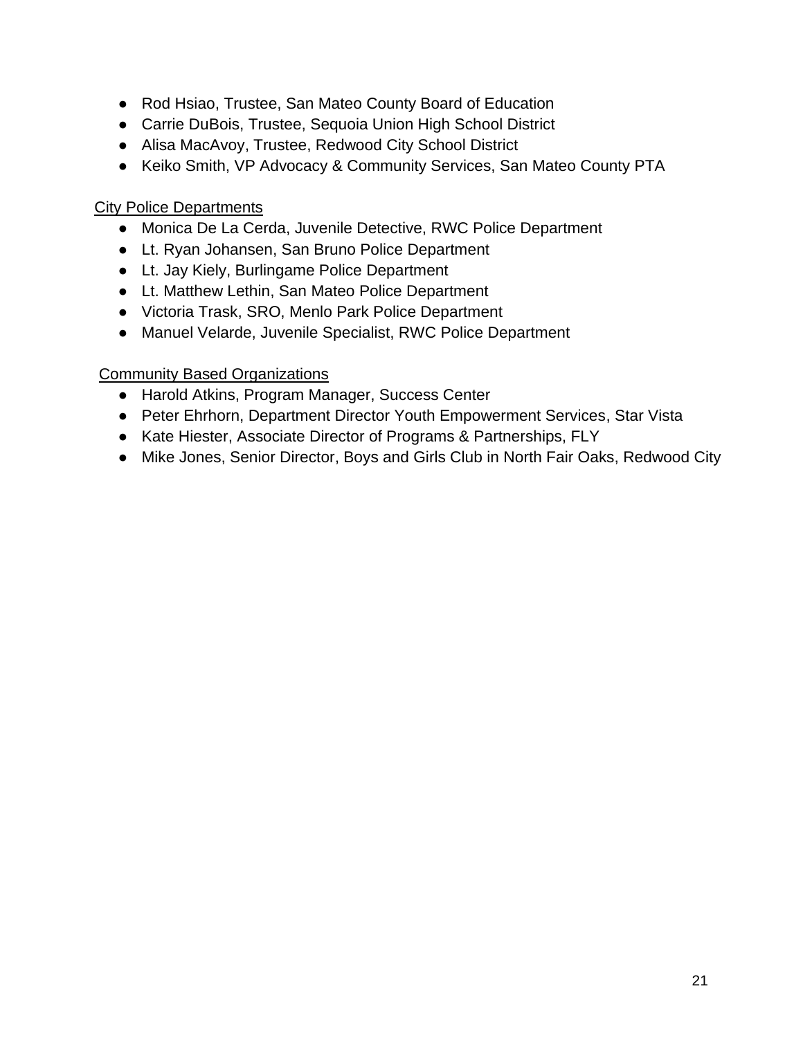- Rod Hsiao, Trustee, San Mateo County Board of Education
- Carrie DuBois, Trustee, Sequoia Union High School District
- Alisa MacAvoy, Trustee, Redwood City School District
- Keiko Smith, VP Advocacy & Community Services, San Mateo County PTA

<u>City Police Departments</u>

- Monica De La Cerda, Juvenile Detective, RWC Police Department
- Lt. Ryan Johansen, San Bruno Police Department
- Lt. Jay Kiely, Burlingame Police Department
- Lt. Matthew Lethin, San Mateo Police Department
- Victoria Trask, SRO, Menlo Park Police Department
- Manuel Velarde, Juvenile Specialist, RWC Police Department

<u>Community Based Organizations</u>

- Harold Atkins, Program Manager, Success Center
- Peter Ehrhorn, Department Director Youth Empowerment Services, Star Vista
- Kate Hiester, Associate Director of Programs & Partnerships, FLY
- Mike Jones, Senior Director, Boys and Girls Club in North Fair Oaks, Redwood City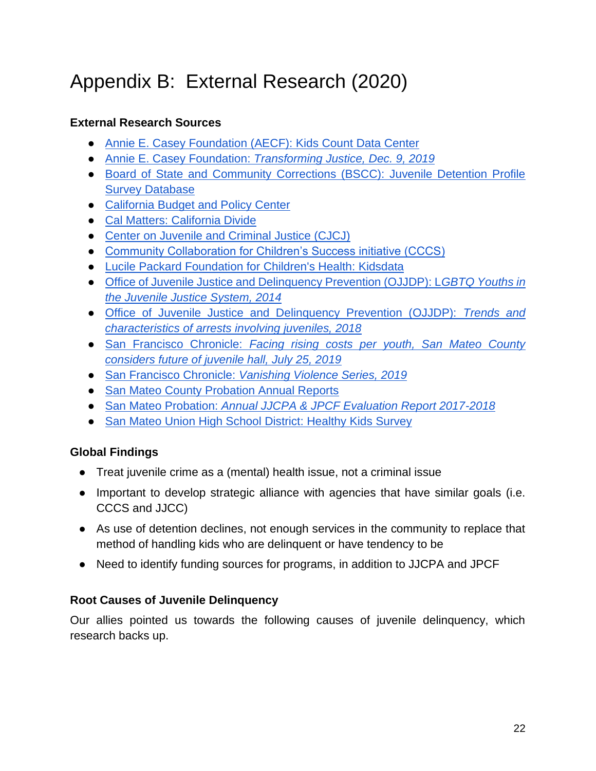# Appendix B: External Research (2020)

**External Research Sources**

- Annie E. Casey Foundation (AECF): Kids Count Data Center
- Annie E. Casey Foundation: *Transforming Justice, Dec. 9, 2019*
- Board of State and Community Corrections (BSCC): Juvenile Detention Profile Survey Database
- California Budget and Policy Center
- Cal Matters: California Divide
- Center on Juvenile and Criminal Justice (CJCJ)
- Community Collaboration for Children's Success initiative (CCCS)
- Lucile Packard Foundation for Children's Health: Kidsdata
- Office of Juvenile Justice and Delinquency Prevention (OJJDP): L*GBTQ Youths in the Juvenile Justice System, 2014*
- Office of Juvenile Justice and Delinquency Prevention (OJJDP): *Trends and characteristics of arrests involving juveniles, 2018*
- San Francisco Chronicle: *Facing rising costs per youth, San Mateo County considers future of juvenile hall, July 25, 2019*
- San Francisco Chronicle: *Vanishing Violence Series, 2019*
- San Mateo County Probation Annual Reports
- San Mateo Probation: *Annual JJCPA & JPCF Evaluation Report 2017-2018*
- San Mateo Union High School District: Healthy Kids Survey

**Global Findings**

- Treat juvenile crime as a (mental) health issue, not a criminal issue
- Important to develop strategic alliance with agencies that have similar goals (i.e. CCCS and JJCC)
- As use of detention declines, not enough services in the community to replace that method of handling kids who are delinquent or have tendency to be
- Need to identify funding sources for programs, in addition to JJCPA and JPCF

**Root Causes of Juvenile Delinquency**

Our allies pointed us towards the following causes of juvenile delinquency, which research backs up.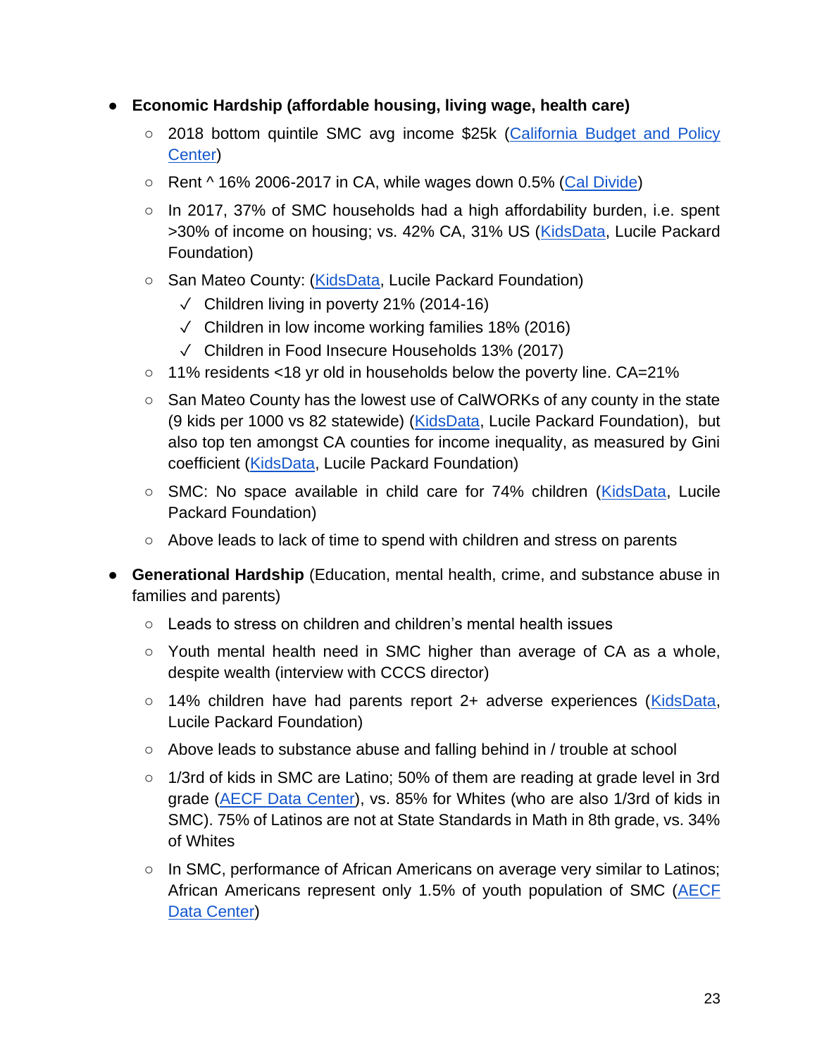- **Economic Hardship (affordable housing, living wage, health care)**
  - 2018 bottom quintile SMC avg income $25k (California Budget and Policy Center)
  - Rent ^ 16% 2006-2017 in CA, while wages down 0.5% (Cal Divide)
  - In 2017, 37% of SMC households had a high affordability burden, i.e. spent >30% of income on housing; vs. 42% CA, 31% US (KidsData, Lucile Packard Foundation)
  - San Mateo County: (KidsData, Lucile Packard Foundation)
    - ✓ Children living in poverty 21% (2014-16)
    - ✓ Children in low income working families 18% (2016)
    - ✓ Children in Food Insecure Households 13% (2017)
  - 11% residents <18 yr old in households below the poverty line. CA=21%
  - San Mateo County has the lowest use of CalWORKs of any county in the state (9 kids per 1000 vs 82 statewide) (KidsData, Lucile Packard Foundation), but also top ten amongst CA counties for income inequality, as measured by Gini coefficient (KidsData, Lucile Packard Foundation)
  - SMC: No space available in child care for 74% children (KidsData, Lucile Packard Foundation)
  - Above leads to lack of time to spend with children and stress on parents

- **Generational Hardship** (Education, mental health, crime, and substance abuse in families and parents)
  - Leads to stress on children and children's mental health issues
  - Youth mental health need in SMC higher than average of CA as a whole, despite wealth (interview with CCCS director)
  - 14% children have had parents report 2+ adverse experiences (KidsData, Lucile Packard Foundation)
  - Above leads to substance abuse and falling behind in / trouble at school
  - 1/3rd of kids in SMC are Latino; 50% of them are reading at grade level in 3rd grade (AECF Data Center), vs. 85% for Whites (who are also 1/3rd of kids in SMC). 75% of Latinos are not at State Standards in Math in 8th grade, vs. 34% of Whites
  - In SMC, performance of African Americans on average very similar to Latinos; African Americans represent only 1.5% of youth population of SMC (AECF Data Center)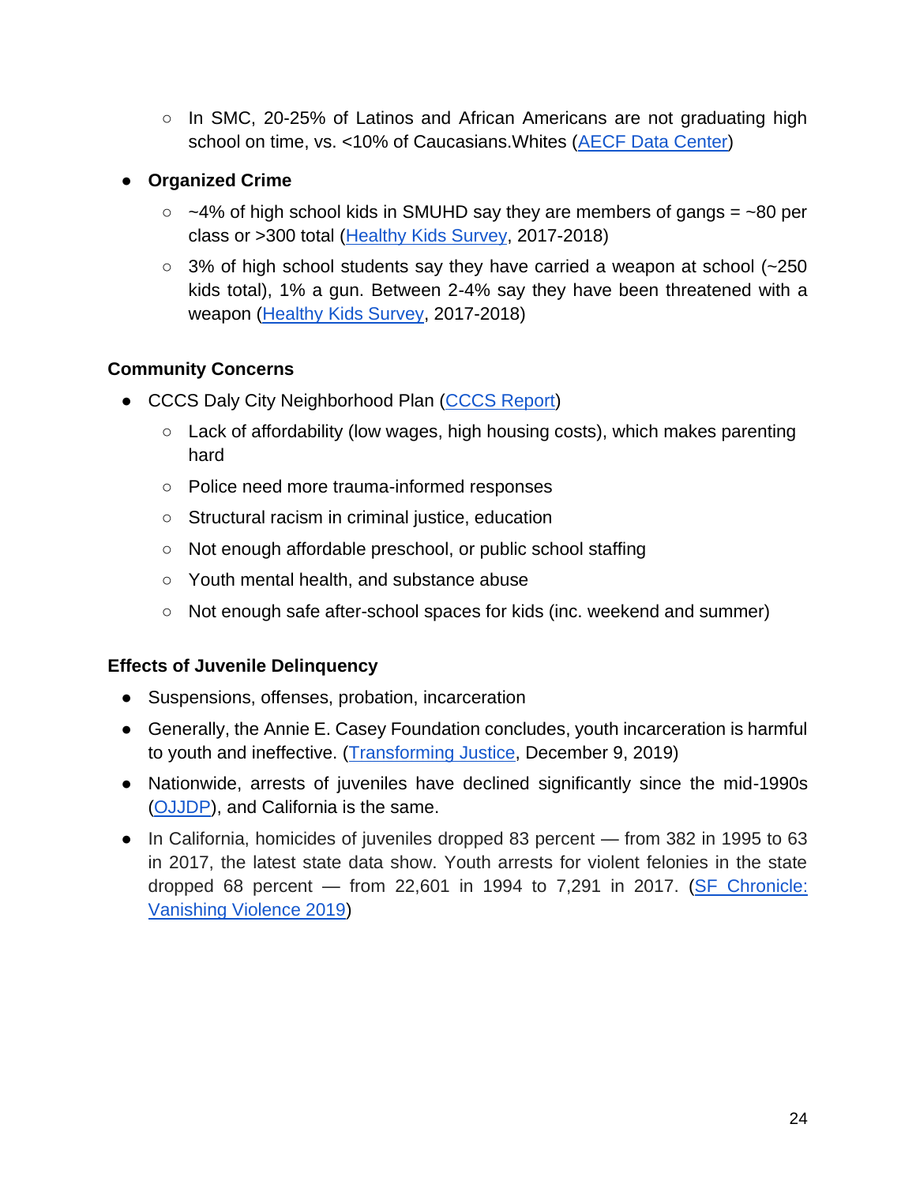- In SMC, 20-25% of Latinos and African Americans are not graduating high school on time, vs. <10% of Caucasians.Whites (AECF Data Center)

- **Organized Crime**
    - ~4% of high school kids in SMUHD say they are members of gangs = ~80 per class or >300 total (Healthy Kids Survey, 2017-2018)
    - 3% of high school students say they have carried a weapon at school (~250 kids total), 1% a gun. Between 2-4% say they have been threatened with a weapon (Healthy Kids Survey, 2017-2018)

### Community Concerns

- CCCS Daly City Neighborhood Plan (CCCS Report)
    - Lack of affordability (low wages, high housing costs), which makes parenting hard
    - Police need more trauma-informed responses
    - Structural racism in criminal justice, education
    - Not enough affordable preschool, or public school staffing
    - Youth mental health, and substance abuse
    - Not enough safe after-school spaces for kids (inc. weekend and summer)

### Effects of Juvenile Delinquency

- Suspensions, offenses, probation, incarceration
- Generally, the Annie E. Casey Foundation concludes, youth incarceration is harmful to youth and ineffective. (Transforming Justice, December 9, 2019)
- Nationwide, arrests of juveniles have declined significantly since the mid-1990s (OJJDP), and California is the same.
- In California, homicides of juveniles dropped 83 percent — from 382 in 1995 to 63 in 2017, the latest state data show. Youth arrests for violent felonies in the state dropped 68 percent — from 22,601 in 1994 to 7,291 in 2017. (SF Chronicle: Vanishing Violence 2019)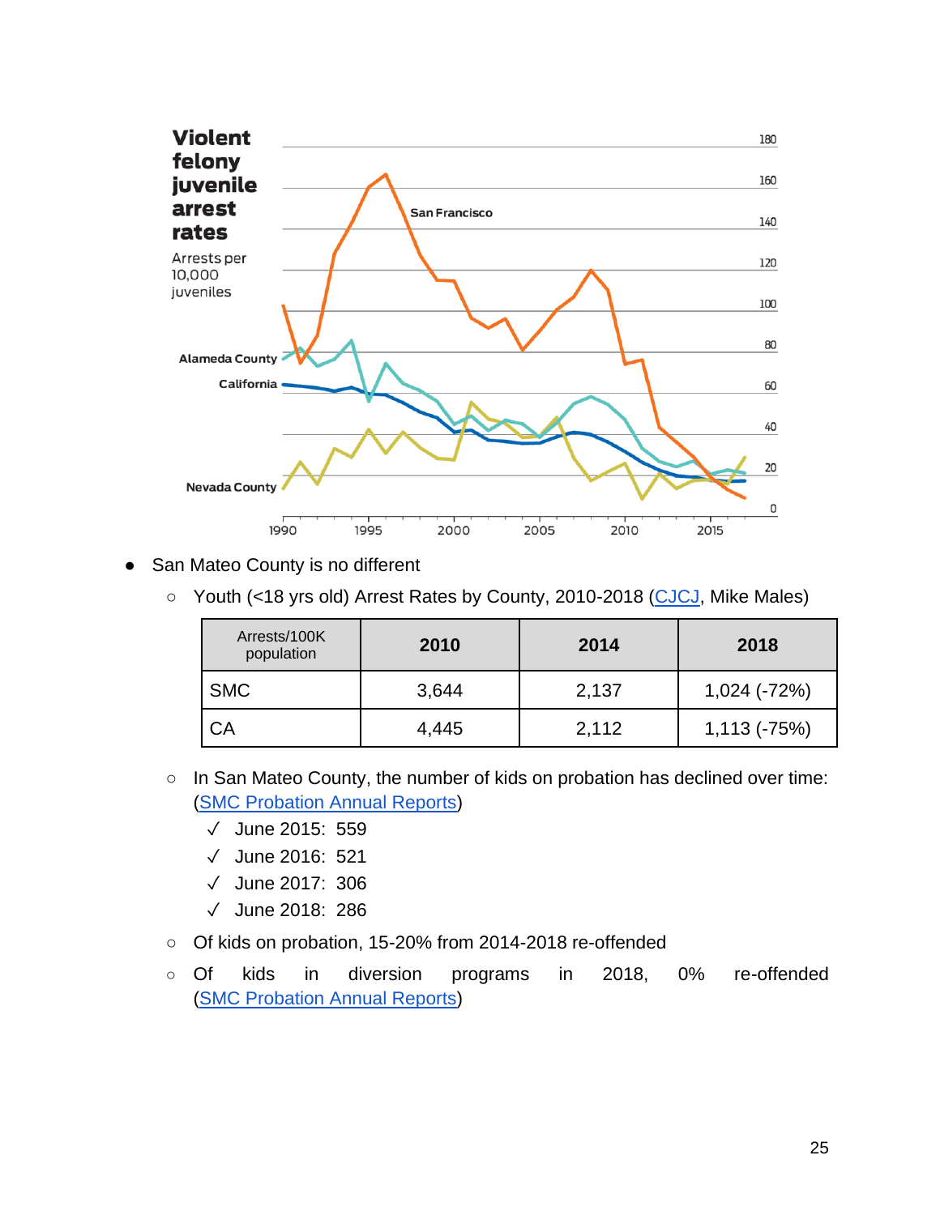**Violent felony juvenile arrest rates**

Arrests per 10,000 juveniles

San Francisco

Alameda County

California

Nevada County

- San Mateo County is no different
  - Youth (<18 yrs old) Arrest Rates by County, 2010-2018 (CJCJ, Mike Males)

| Arrests/100K population | 2010 | 2014 | 2018 |
|---|---|---|---|
| SMC | 3,644 | 2,137 | 1,024 (-72%) |
| CA | 4,445 | 2,112 | 1,113 (-75%) |

  - In San Mateo County, the number of kids on probation has declined over time: (SMC Probation Annual Reports)
    - ✓ June 2015: 559
    - ✓ June 2016: 521
    - ✓ June 2017: 306
    - ✓ June 2018: 286
  - Of kids on probation, 15-20% from 2014-2018 re-offended
  - Of kids in diversion programs in 2018, 0% re-offended (SMC Probation Annual Reports)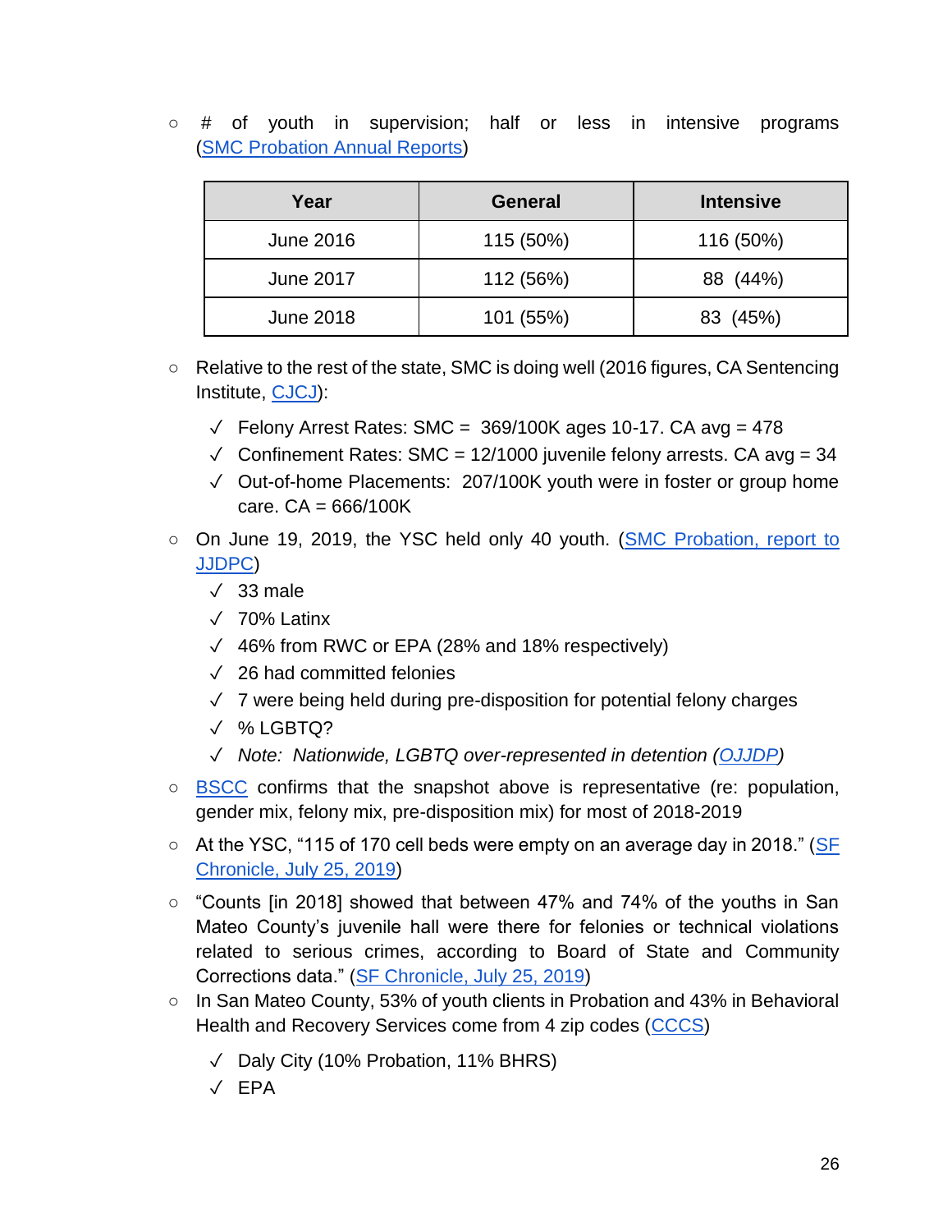- # of youth in supervision; half or less in intensive programs (SMC Probation Annual Reports):

| Year | General | Intensive |
|---|---|---|
| June 2016 | 115 (50%) | 116 (50%) |
| June 2017 | 112 (56%) | 88 (44%) |
| June 2018 | 101 (55%) | 83 (45%) |

- Relative to the rest of the state, SMC is doing well (2016 figures, CA Sentencing Institute, CJCJ):
  - ✓ Felony Arrest Rates: SMC = 369/100K ages 10-17. CA avg = 478
  - ✓ Confinement Rates: SMC = 12/1000 juvenile felony arrests. CA avg = 34
  - ✓ Out-of-home Placements: 207/100K youth were in foster or group home care. CA = 666/100K
- On June 19, 2019, the YSC held only 40 youth. (SMC Probation, report to JJDPC)
  - ✓ 33 male
  - ✓ 70% Latinx
  - ✓ 46% from RWC or EPA (28% and 18% respectively)
  - ✓ 26 had committed felonies
  - ✓ 7 were being held during pre-disposition for potential felony charges
  - ✓ % LGBTQ?
  - ✓ *Note: Nationwide, LGBTQ over-represented in detention (OJJDP)*
- BSCC confirms that the snapshot above is representative (re: population, gender mix, felony mix, pre-disposition mix) for most of 2018-2019
- At the YSC, "115 of 170 cell beds were empty on an average day in 2018." (SF Chronicle, July 25, 2019)
- "Counts [in 2018] showed that between 47% and 74% of the youths in San Mateo County's juvenile hall were there for felonies or technical violations related to serious crimes, according to Board of State and Community Corrections data." (SF Chronicle, July 25, 2019)
- In San Mateo County, 53% of youth clients in Probation and 43% in Behavioral Health and Recovery Services come from 4 zip codes (CCCS)
  - ✓ Daly City (10% Probation, 11% BHRS)
  - ✓ EPA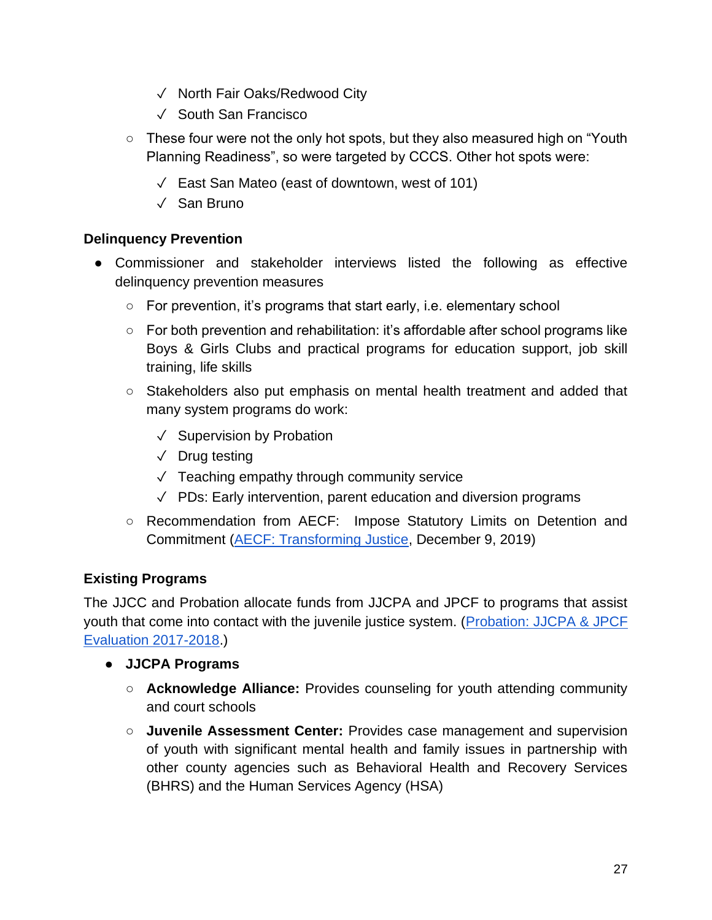- ✓ North Fair Oaks/Redwood City
    - ✓ South San Francisco
  - These four were not the only hot spots, but they also measured high on "Youth Planning Readiness", so were targeted by CCCS. Other hot spots were:
    - ✓ East San Mateo (east of downtown, west of 101)
    - ✓ San Bruno

**Delinquency Prevention**

- Commissioner and stakeholder interviews listed the following as effective delinquency prevention measures
  - For prevention, it's programs that start early, i.e. elementary school
  - For both prevention and rehabilitation: it's affordable after school programs like Boys & Girls Clubs and practical programs for education support, job skill training, life skills
  - Stakeholders also put emphasis on mental health treatment and added that many system programs do work:
    - ✓ Supervision by Probation
    - ✓ Drug testing
    - ✓ Teaching empathy through community service
    - ✓ PDs: Early intervention, parent education and diversion programs
  - Recommendation from AECF: Impose Statutory Limits on Detention and Commitment (AECF: Transforming Justice, December 9, 2019)

**Existing Programs**

The JJCC and Probation allocate funds from JJCPA and JPCF to programs that assist youth that come into contact with the juvenile justice system. (Probation: JJCPA & JPCF Evaluation 2017-2018.)

- **JJCPA Programs**
  - **Acknowledge Alliance:** Provides counseling for youth attending community and court schools
  - **Juvenile Assessment Center:** Provides case management and supervision of youth with significant mental health and family issues in partnership with other county agencies such as Behavioral Health and Recovery Services (BHRS) and the Human Services Agency (HSA)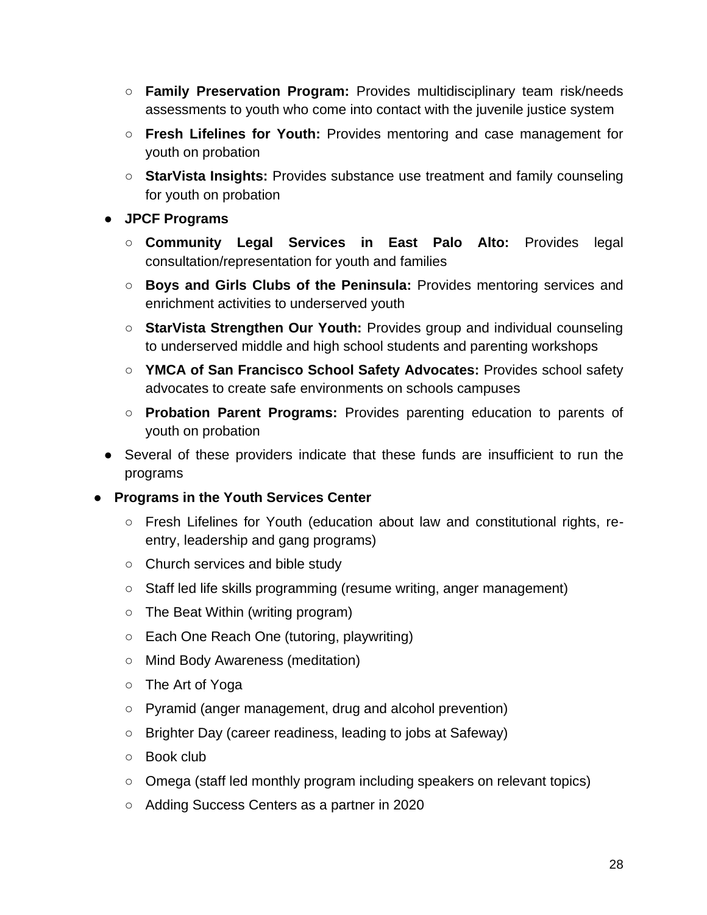- **Family Preservation Program:** Provides multidisciplinary team risk/needs assessments to youth who come into contact with the juvenile justice system
    - **Fresh Lifelines for Youth:** Provides mentoring and case management for youth on probation
    - **StarVista Insights:** Provides substance use treatment and family counseling for youth on probation
  - **JPCF Programs**
    - **Community Legal Services in East Palo Alto:** Provides legal consultation/representation for youth and families
    - **Boys and Girls Clubs of the Peninsula:** Provides mentoring services and enrichment activities to underserved youth
    - **StarVista Strengthen Our Youth:** Provides group and individual counseling to underserved middle and high school students and parenting workshops
    - **YMCA of San Francisco School Safety Advocates:** Provides school safety advocates to create safe environments on schools campuses
    - **Probation Parent Programs:** Provides parenting education to parents of youth on probation
  - Several of these providers indicate that these funds are insufficient to run the programs
- **Programs in the Youth Services Center**
    - Fresh Lifelines for Youth (education about law and constitutional rights, re-entry, leadership and gang programs)
    - Church services and bible study
    - Staff led life skills programming (resume writing, anger management)
    - The Beat Within (writing program)
    - Each One Reach One (tutoring, playwriting)
    - Mind Body Awareness (meditation)
    - The Art of Yoga
    - Pyramid (anger management, drug and alcohol prevention)
    - Brighter Day (career readiness, leading to jobs at Safeway)
    - Book club
    - Omega (staff led monthly program including speakers on relevant topics)
    - Adding Success Centers as a partner in 2020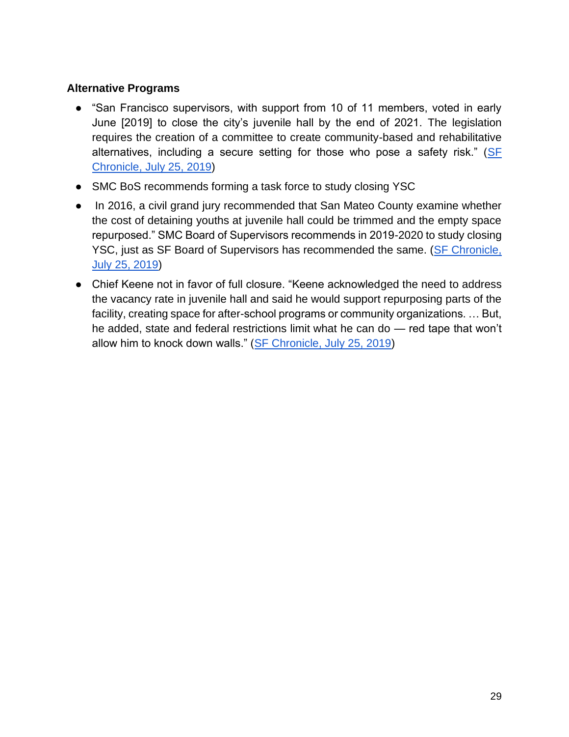**Alternative Programs**

- "San Francisco supervisors, with support from 10 of 11 members, voted in early June [2019] to close the city's juvenile hall by the end of 2021. The legislation requires the creation of a committee to create community-based and rehabilitative alternatives, including a secure setting for those who pose a safety risk." (SF Chronicle, July 25, 2019)
- SMC BoS recommends forming a task force to study closing YSC
- In 2016, a civil grand jury recommended that San Mateo County examine whether the cost of detaining youths at juvenile hall could be trimmed and the empty space repurposed." SMC Board of Supervisors recommends in 2019-2020 to study closing YSC, just as SF Board of Supervisors has recommended the same. (SF Chronicle, July 25, 2019)
- Chief Keene not in favor of full closure. "Keene acknowledged the need to address the vacancy rate in juvenile hall and said he would support repurposing parts of the facility, creating space for after-school programs or community organizations. … But, he added, state and federal restrictions limit what he can do — red tape that won't allow him to knock down walls." (SF Chronicle, July 25, 2019)